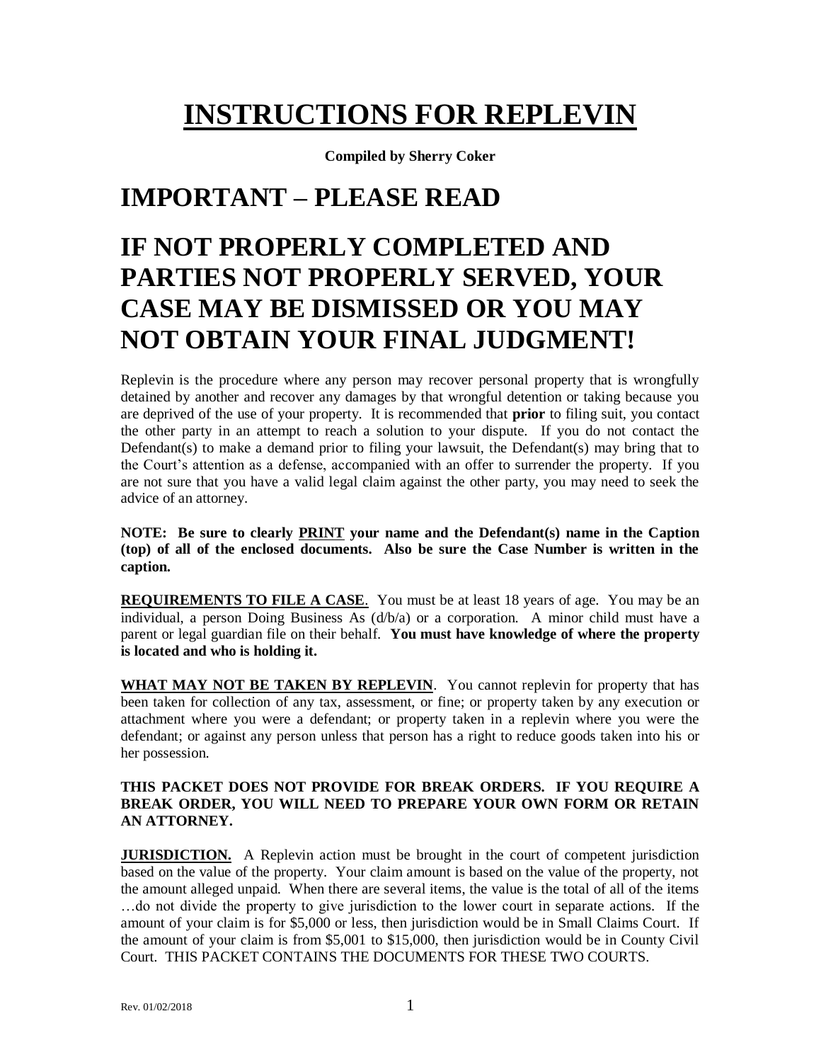# INSTRUCTIONS FOR REPLEVIN

**Compiled by Sherry Coker**

# IMPORTANT – PLEASE READ

# IF NOT PROPERLY COMPLETED AND PARTIES NOT PROPERLY SERVED, YOUR CASE MAY BE DISMISSED OR YOU MAY NOT OBTAIN YOUR FINAL JUDGMENT!

Replevin is the procedure where any person may recover personal property that is wrongfully detained by another and recover any damages by that wrongful detention or taking because you are deprived of the use of your property. It is recommended that **prior** to filing suit, you contact the other party in an attempt to reach a solution to your dispute. If you do not contact the Defendant(s) to make a demand prior to filing your lawsuit, the Defendant(s) may bring that to the Court's attention as a defense, accompanied with an offer to surrender the property. If you are not sure that you have a valid legal claim against the other party, you may need to seek the advice of an attorney.

**NOTE: Be sure to clearly PRINT your name and the Defendant(s) name in the Caption (top) of all of the enclosed documents. Also be sure the Case Number is written in the caption.**

**REQUIREMENTS TO FILE A CASE**. You must be at least 18 years of age. You may be an individual, a person Doing Business As (d/b/a) or a corporation. A minor child must have a parent or legal guardian file on their behalf. **You must have knowledge of where the property is located and who is holding it.**

**WHAT MAY NOT BE TAKEN BY REPLEVIN**. You cannot replevin for property that has been taken for collection of any tax, assessment, or fine; or property taken by any execution or attachment where you were a defendant; or property taken in a replevin where you were the defendant; or against any person unless that person has a right to reduce goods taken into his or her possession.

**THIS PACKET DOES NOT PROVIDE FOR BREAK ORDERS. IF YOU REQUIRE A BREAK ORDER, YOU WILL NEED TO PREPARE YOUR OWN FORM OR RETAIN AN ATTORNEY.**

**JURISDICTION.** A Replevin action must be brought in the court of competent jurisdiction based on the value of the property. Your claim amount is based on the value of the property, not the amount alleged unpaid. When there are several items, the value is the total of all of the items …do not divide the property to give jurisdiction to the lower court in separate actions. If the amount of your claim is for $5,000 or less, then jurisdiction would be in Small Claims Court. If the amount of your claim is from $5,001 to $15,000, then jurisdiction would be in County Civil Court. THIS PACKET CONTAINS THE DOCUMENTS FOR THESE TWO COURTS.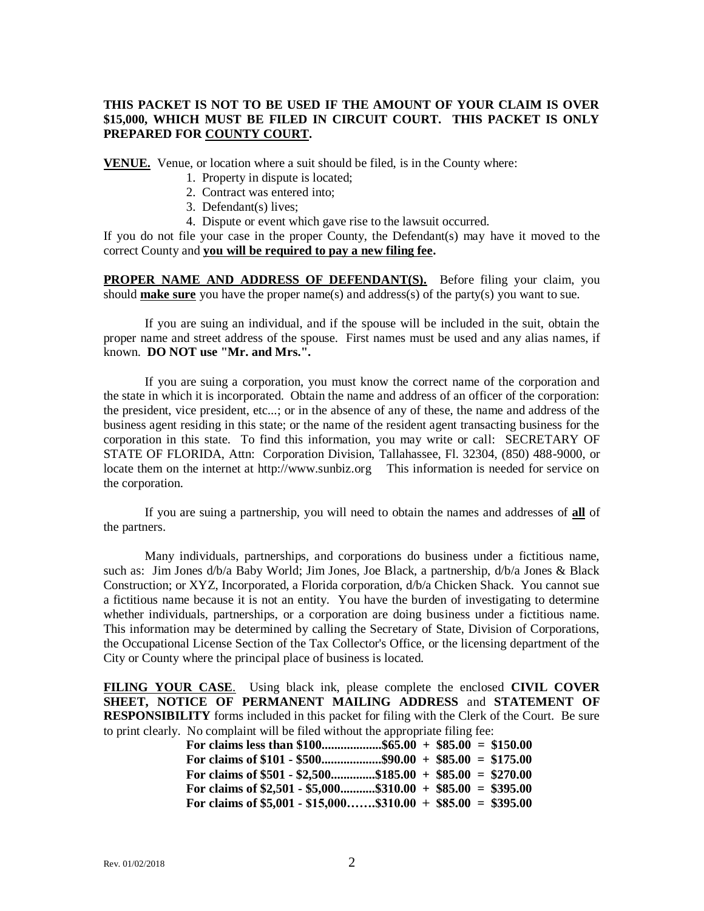**THIS PACKET IS NOT TO BE USED IF THE AMOUNT OF YOUR CLAIM IS OVER $15,000, WHICH MUST BE FILED IN CIRCUIT COURT. THIS PACKET IS ONLY PREPARED FOR COUNTY COURT.**

**VENUE.** Venue, or location where a suit should be filed, is in the County where:

1. Property in dispute is located;
2. Contract was entered into;
3. Defendant(s) lives;
4. Dispute or event which gave rise to the lawsuit occurred.

If you do not file your case in the proper County, the Defendant(s) may have it moved to the correct County and **you will be required to pay a new filing fee.**

**PROPER NAME AND ADDRESS OF DEFENDANT(S).** Before filing your claim, you should **make sure** you have the proper name(s) and address(s) of the party(s) you want to sue.

If you are suing an individual, and if the spouse will be included in the suit, obtain the proper name and street address of the spouse. First names must be used and any alias names, if known. **DO NOT use "Mr. and Mrs.".**

If you are suing a corporation, you must know the correct name of the corporation and the state in which it is incorporated. Obtain the name and address of an officer of the corporation: the president, vice president, etc...; or in the absence of any of these, the name and address of the business agent residing in this state; or the name of the resident agent transacting business for the corporation in this state. To find this information, you may write or call: SECRETARY OF STATE OF FLORIDA, Attn: Corporation Division, Tallahassee, Fl. 32304, (850) 488-9000, or locate them on the internet at http://www.sunbiz.org This information is needed for service on the corporation.

If you are suing a partnership, you will need to obtain the names and addresses of **all** of the partners.

Many individuals, partnerships, and corporations do business under a fictitious name, such as: Jim Jones d/b/a Baby World; Jim Jones, Joe Black, a partnership, d/b/a Jones & Black Construction; or XYZ, Incorporated, a Florida corporation, d/b/a Chicken Shack. You cannot sue a fictitious name because it is not an entity. You have the burden of investigating to determine whether individuals, partnerships, or a corporation are doing business under a fictitious name. This information may be determined by calling the Secretary of State, Division of Corporations, the Occupational License Section of the Tax Collector's Office, or the licensing department of the City or County where the principal place of business is located.

**FILING YOUR CASE.** Using black ink, please complete the enclosed **CIVIL COVER SHEET, NOTICE OF PERMANENT MAILING ADDRESS** and **STATEMENT OF RESPONSIBILITY** forms included in this packet for filing with the Clerk of the Court. Be sure to print clearly. No complaint will be filed without the appropriate filing fee:

**For claims less than $100...................$65.00 + $85.00 = $150.00**
**For claims of $101 - $500...................$90.00 + $85.00 = $175.00**
**For claims of $501 - $2,500..............$185.00 + $85.00 = $270.00**
**For claims of $2,501 - $5,000...........$310.00 + $85.00 = $395.00**
**For claims of $5,001 - $15,000…….$310.00 + $85.00 = $395.00**

Rev. 01/02/2018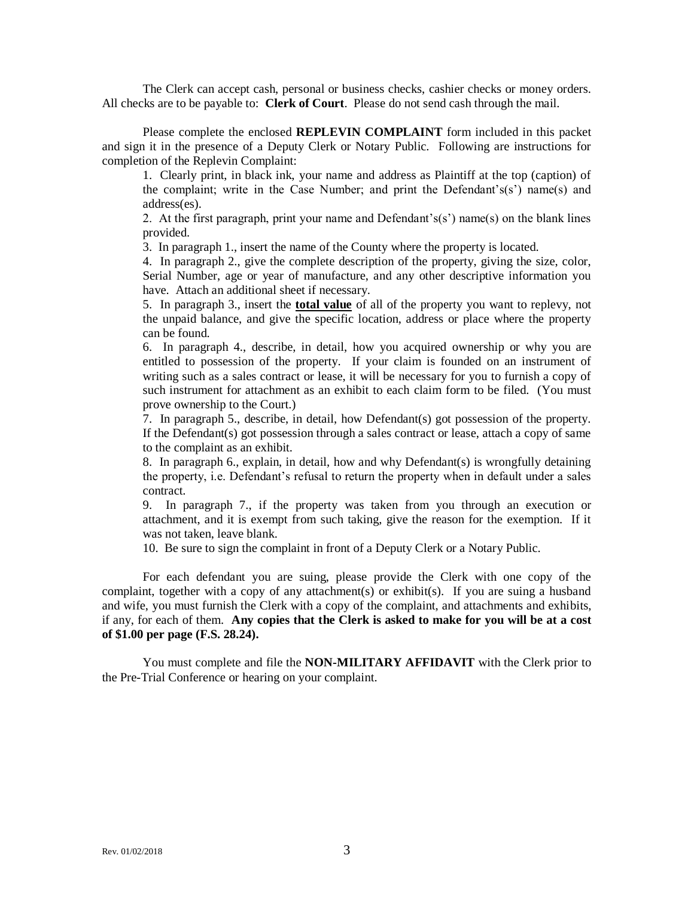The Clerk can accept cash, personal or business checks, cashier checks or money orders. All checks are to be payable to: **Clerk of Court**. Please do not send cash through the mail.

Please complete the enclosed **REPLEVIN COMPLAINT** form included in this packet and sign it in the presence of a Deputy Clerk or Notary Public. Following are instructions for completion of the Replevin Complaint:

1. Clearly print, in black ink, your name and address as Plaintiff at the top (caption) of the complaint; write in the Case Number; and print the Defendant's(s') name(s) and address(es).
2. At the first paragraph, print your name and Defendant's(s') name(s) on the blank lines provided.
3. In paragraph 1., insert the name of the County where the property is located.
4. In paragraph 2., give the complete description of the property, giving the size, color, Serial Number, age or year of manufacture, and any other descriptive information you have. Attach an additional sheet if necessary.
5. In paragraph 3., insert the <u>**total value**</u> of all of the property you want to replevy, not the unpaid balance, and give the specific location, address or place where the property can be found.
6. In paragraph 4., describe, in detail, how you acquired ownership or why you are entitled to possession of the property. If your claim is founded on an instrument of writing such as a sales contract or lease, it will be necessary for you to furnish a copy of such instrument for attachment as an exhibit to each claim form to be filed. (You must prove ownership to the Court.)
7. In paragraph 5., describe, in detail, how Defendant(s) got possession of the property. If the Defendant(s) got possession through a sales contract or lease, attach a copy of same to the complaint as an exhibit.
8. In paragraph 6., explain, in detail, how and why Defendant(s) is wrongfully detaining the property, i.e. Defendant's refusal to return the property when in default under a sales contract.
9. In paragraph 7., if the property was taken from you through an execution or attachment, and it is exempt from such taking, give the reason for the exemption. If it was not taken, leave blank.
10. Be sure to sign the complaint in front of a Deputy Clerk or a Notary Public.

For each defendant you are suing, please provide the Clerk with one copy of the complaint, together with a copy of any attachment(s) or exhibit(s). If you are suing a husband and wife, you must furnish the Clerk with a copy of the complaint, and attachments and exhibits, if any, for each of them. **Any copies that the Clerk is asked to make for you will be at a cost of $1.00 per page (F.S. 28.24).**

You must complete and file the **NON-MILITARY AFFIDAVIT** with the Clerk prior to the Pre-Trial Conference or hearing on your complaint.

Rev. 01/02/2018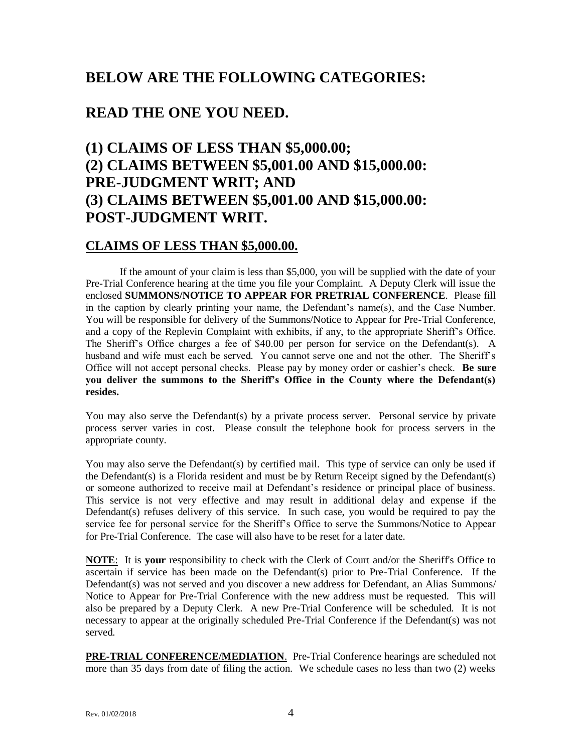## BELOW ARE THE FOLLOWING CATEGORIES:

## READ THE ONE YOU NEED.

## (1) CLAIMS OF LESS THAN $5,000.00; (2) CLAIMS BETWEEN $5,001.00 AND $15,000.00: PRE-JUDGMENT WRIT; AND (3) CLAIMS BETWEEN $5,001.00 AND $15,000.00: POST-JUDGMENT WRIT.

### CLAIMS OF LESS THAN $5,000.00.

If the amount of your claim is less than $5,000, you will be supplied with the date of your Pre-Trial Conference hearing at the time you file your Complaint. A Deputy Clerk will issue the enclosed **SUMMONS/NOTICE TO APPEAR FOR PRETRIAL CONFERENCE**. Please fill in the caption by clearly printing your name, the Defendant's name(s), and the Case Number. You will be responsible for delivery of the Summons/Notice to Appear for Pre-Trial Conference, and a copy of the Replevin Complaint with exhibits, if any, to the appropriate Sheriff's Office. The Sheriff's Office charges a fee of $40.00 per person for service on the Defendant(s). A husband and wife must each be served. You cannot serve one and not the other. The Sheriff's Office will not accept personal checks. Please pay by money order or cashier's check. **Be sure you deliver the summons to the Sheriff's Office in the County where the Defendant(s) resides.**

You may also serve the Defendant(s) by a private process server. Personal service by private process server varies in cost. Please consult the telephone book for process servers in the appropriate county.

You may also serve the Defendant(s) by certified mail. This type of service can only be used if the Defendant(s) is a Florida resident and must be by Return Receipt signed by the Defendant(s) or someone authorized to receive mail at Defendant's residence or principal place of business. This service is not very effective and may result in additional delay and expense if the Defendant(s) refuses delivery of this service. In such case, you would be required to pay the service fee for personal service for the Sheriff's Office to serve the Summons/Notice to Appear for Pre-Trial Conference. The case will also have to be reset for a later date.

**NOTE**: It is **your** responsibility to check with the Clerk of Court and/or the Sheriff's Office to ascertain if service has been made on the Defendant(s) prior to Pre-Trial Conference. If the Defendant(s) was not served and you discover a new address for Defendant, an Alias Summons/ Notice to Appear for Pre-Trial Conference with the new address must be requested. This will also be prepared by a Deputy Clerk. A new Pre-Trial Conference will be scheduled. It is not necessary to appear at the originally scheduled Pre-Trial Conference if the Defendant(s) was not served.

**PRE-TRIAL CONFERENCE/MEDIATION**. Pre-Trial Conference hearings are scheduled not more than 35 days from date of filing the action. We schedule cases no less than two (2) weeks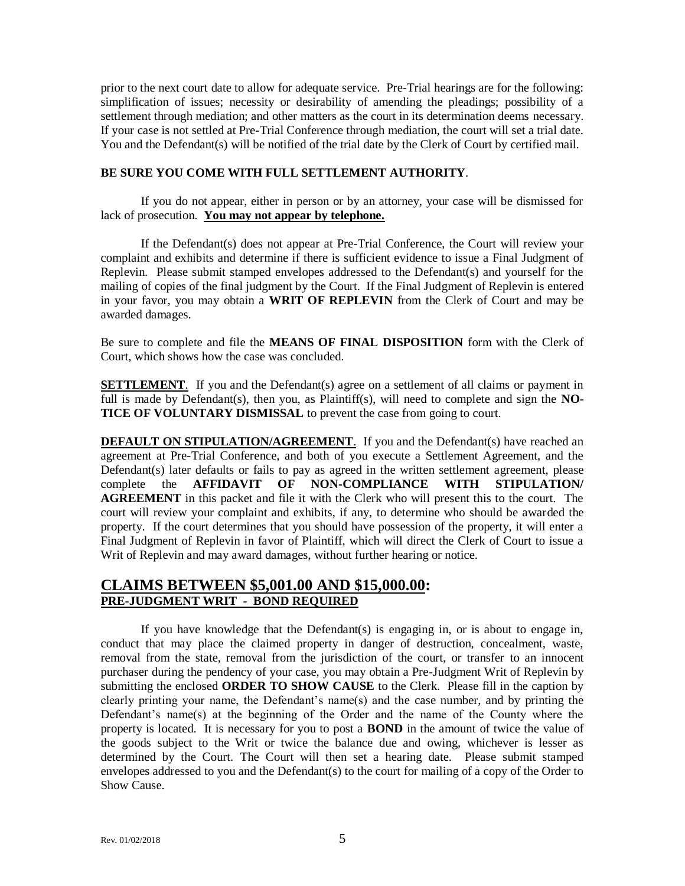prior to the next court date to allow for adequate service. Pre-Trial hearings are for the following: simplification of issues; necessity or desirability of amending the pleadings; possibility of a settlement through mediation; and other matters as the court in its determination deems necessary. If your case is not settled at Pre-Trial Conference through mediation, the court will set a trial date. You and the Defendant(s) will be notified of the trial date by the Clerk of Court by certified mail.

**BE SURE YOU COME WITH FULL SETTLEMENT AUTHORITY**.

If you do not appear, either in person or by an attorney, your case will be dismissed for lack of prosecution. **You may not appear by telephone.**

If the Defendant(s) does not appear at Pre-Trial Conference, the Court will review your complaint and exhibits and determine if there is sufficient evidence to issue a Final Judgment of Replevin. Please submit stamped envelopes addressed to the Defendant(s) and yourself for the mailing of copies of the final judgment by the Court. If the Final Judgment of Replevin is entered in your favor, you may obtain a **WRIT OF REPLEVIN** from the Clerk of Court and may be awarded damages.

Be sure to complete and file the **MEANS OF FINAL DISPOSITION** form with the Clerk of Court, which shows how the case was concluded.

**SETTLEMENT**. If you and the Defendant(s) agree on a settlement of all claims or payment in full is made by Defendant(s), then you, as Plaintiff(s), will need to complete and sign the **NOTICE OF VOLUNTARY DISMISSAL** to prevent the case from going to court.

**DEFAULT ON STIPULATION/AGREEMENT**. If you and the Defendant(s) have reached an agreement at Pre-Trial Conference, and both of you execute a Settlement Agreement, and the Defendant(s) later defaults or fails to pay as agreed in the written settlement agreement, please complete the **AFFIDAVIT OF NON-COMPLIANCE WITH STIPULATION/ AGREEMENT** in this packet and file it with the Clerk who will present this to the court. The court will review your complaint and exhibits, if any, to determine who should be awarded the property. If the court determines that you should have possession of the property, it will enter a Final Judgment of Replevin in favor of Plaintiff, which will direct the Clerk of Court to issue a Writ of Replevin and may award damages, without further hearing or notice.

## CLAIMS BETWEEN $5,001.00 AND $15,000.00:

**PRE-JUDGMENT WRIT - BOND REQUIRED**

If you have knowledge that the Defendant(s) is engaging in, or is about to engage in, conduct that may place the claimed property in danger of destruction, concealment, waste, removal from the state, removal from the jurisdiction of the court, or transfer to an innocent purchaser during the pendency of your case, you may obtain a Pre-Judgment Writ of Replevin by submitting the enclosed **ORDER TO SHOW CAUSE** to the Clerk. Please fill in the caption by clearly printing your name, the Defendant's name(s) and the case number, and by printing the Defendant's name(s) at the beginning of the Order and the name of the County where the property is located. It is necessary for you to post a **BOND** in the amount of twice the value of the goods subject to the Writ or twice the balance due and owing, whichever is lesser as determined by the Court. The Court will then set a hearing date. Please submit stamped envelopes addressed to you and the Defendant(s) to the court for mailing of a copy of the Order to Show Cause.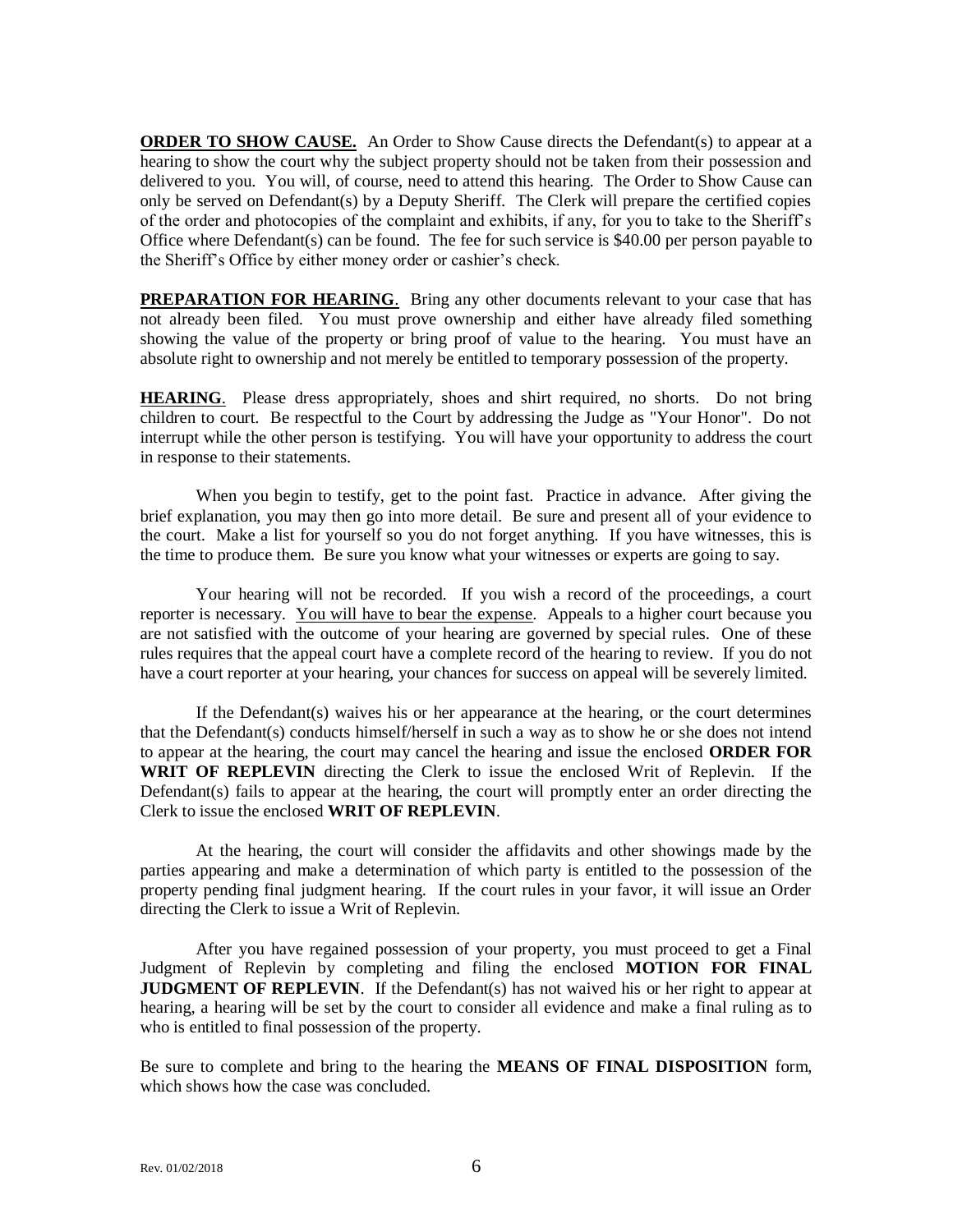**<u>ORDER TO SHOW CAUSE.</u>** An Order to Show Cause directs the Defendant(s) to appear at a hearing to show the court why the subject property should not be taken from their possession and delivered to you. You will, of course, need to attend this hearing. The Order to Show Cause can only be served on Defendant(s) by a Deputy Sheriff. The Clerk will prepare the certified copies of the order and photocopies of the complaint and exhibits, if any, for you to take to the Sheriff's Office where Defendant(s) can be found. The fee for such service is $40.00 per person payable to the Sheriff's Office by either money order or cashier's check.

**<u>PREPARATION FOR HEARING</u>**. Bring any other documents relevant to your case that has not already been filed. You must prove ownership and either have already filed something showing the value of the property or bring proof of value to the hearing. You must have an absolute right to ownership and not merely be entitled to temporary possession of the property.

**<u>HEARING</u>**. Please dress appropriately, shoes and shirt required, no shorts. Do not bring children to court. Be respectful to the Court by addressing the Judge as "Your Honor". Do not interrupt while the other person is testifying. You will have your opportunity to address the court in response to their statements.

When you begin to testify, get to the point fast. Practice in advance. After giving the brief explanation, you may then go into more detail. Be sure and present all of your evidence to the court. Make a list for yourself so you do not forget anything. If you have witnesses, this is the time to produce them. Be sure you know what your witnesses or experts are going to say.

Your hearing will not be recorded. If you wish a record of the proceedings, a court reporter is necessary. <u>You will have to bear the expense</u>. Appeals to a higher court because you are not satisfied with the outcome of your hearing are governed by special rules. One of these rules requires that the appeal court have a complete record of the hearing to review. If you do not have a court reporter at your hearing, your chances for success on appeal will be severely limited.

If the Defendant(s) waives his or her appearance at the hearing, or the court determines that the Defendant(s) conducts himself/herself in such a way as to show he or she does not intend to appear at the hearing, the court may cancel the hearing and issue the enclosed **ORDER FOR WRIT OF REPLEVIN** directing the Clerk to issue the enclosed Writ of Replevin. If the Defendant(s) fails to appear at the hearing, the court will promptly enter an order directing the Clerk to issue the enclosed **WRIT OF REPLEVIN**.

At the hearing, the court will consider the affidavits and other showings made by the parties appearing and make a determination of which party is entitled to the possession of the property pending final judgment hearing. If the court rules in your favor, it will issue an Order directing the Clerk to issue a Writ of Replevin.

After you have regained possession of your property, you must proceed to get a Final Judgment of Replevin by completing and filing the enclosed **MOTION FOR FINAL JUDGMENT OF REPLEVIN**. If the Defendant(s) has not waived his or her right to appear at hearing, a hearing will be set by the court to consider all evidence and make a final ruling as to who is entitled to final possession of the property.

Be sure to complete and bring to the hearing the **MEANS OF FINAL DISPOSITION** form, which shows how the case was concluded.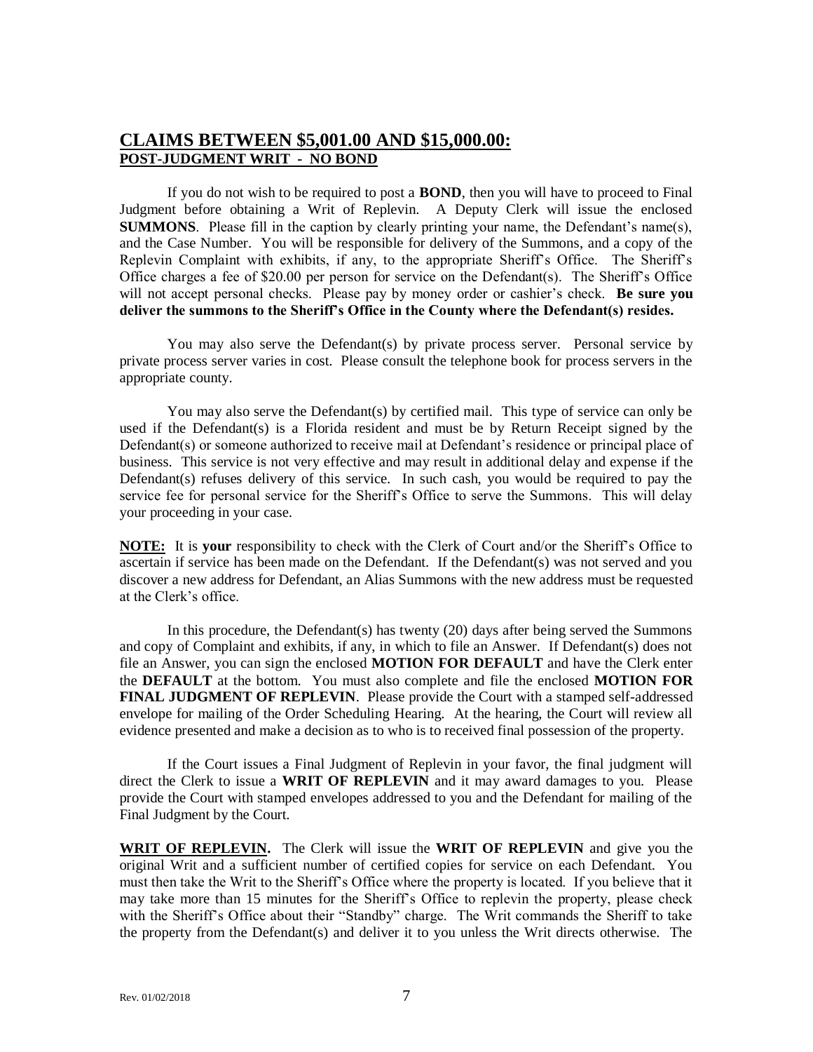## CLAIMS BETWEEN $5,001.00 AND $15,000.00:

### POST-JUDGMENT WRIT - NO BOND

If you do not wish to be required to post a **BOND**, then you will have to proceed to Final Judgment before obtaining a Writ of Replevin. A Deputy Clerk will issue the enclosed **SUMMONS**. Please fill in the caption by clearly printing your name, the Defendant's name(s), and the Case Number. You will be responsible for delivery of the Summons, and a copy of the Replevin Complaint with exhibits, if any, to the appropriate Sheriff's Office. The Sheriff's Office charges a fee of $20.00 per person for service on the Defendant(s). The Sheriff's Office will not accept personal checks. Please pay by money order or cashier's check. **Be sure you deliver the summons to the Sheriff's Office in the County where the Defendant(s) resides.**

You may also serve the Defendant(s) by private process server. Personal service by private process server varies in cost. Please consult the telephone book for process servers in the appropriate county.

You may also serve the Defendant(s) by certified mail. This type of service can only be used if the Defendant(s) is a Florida resident and must be by Return Receipt signed by the Defendant(s) or someone authorized to receive mail at Defendant's residence or principal place of business. This service is not very effective and may result in additional delay and expense if the Defendant(s) refuses delivery of this service. In such cash, you would be required to pay the service fee for personal service for the Sheriff's Office to serve the Summons. This will delay your proceeding in your case.

**NOTE:** It is **your** responsibility to check with the Clerk of Court and/or the Sheriff's Office to ascertain if service has been made on the Defendant. If the Defendant(s) was not served and you discover a new address for Defendant, an Alias Summons with the new address must be requested at the Clerk's office.

In this procedure, the Defendant(s) has twenty (20) days after being served the Summons and copy of Complaint and exhibits, if any, in which to file an Answer. If Defendant(s) does not file an Answer, you can sign the enclosed **MOTION FOR DEFAULT** and have the Clerk enter the **DEFAULT** at the bottom. You must also complete and file the enclosed **MOTION FOR FINAL JUDGMENT OF REPLEVIN**. Please provide the Court with a stamped self-addressed envelope for mailing of the Order Scheduling Hearing. At the hearing, the Court will review all evidence presented and make a decision as to who is to received final possession of the property.

If the Court issues a Final Judgment of Replevin in your favor, the final judgment will direct the Clerk to issue a **WRIT OF REPLEVIN** and it may award damages to you. Please provide the Court with stamped envelopes addressed to you and the Defendant for mailing of the Final Judgment by the Court.

**WRIT OF REPLEVIN.** The Clerk will issue the **WRIT OF REPLEVIN** and give you the original Writ and a sufficient number of certified copies for service on each Defendant. You must then take the Writ to the Sheriff's Office where the property is located. If you believe that it may take more than 15 minutes for the Sheriff's Office to replevin the property, please check with the Sheriff's Office about their "Standby" charge. The Writ commands the Sheriff to take the property from the Defendant(s) and deliver it to you unless the Writ directs otherwise. The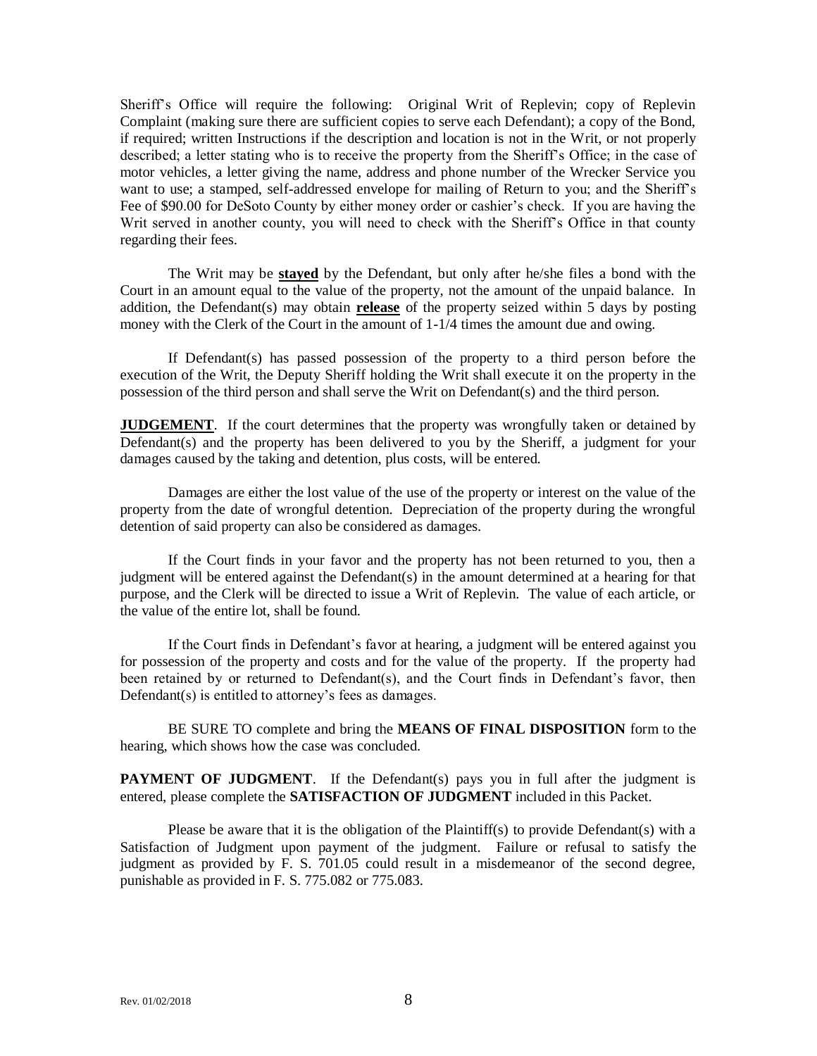Sheriff's Office will require the following: Original Writ of Replevin; copy of Replevin Complaint (making sure there are sufficient copies to serve each Defendant); a copy of the Bond, if required; written Instructions if the description and location is not in the Writ, or not properly described; a letter stating who is to receive the property from the Sheriff's Office; in the case of motor vehicles, a letter giving the name, address and phone number of the Wrecker Service you want to use; a stamped, self-addressed envelope for mailing of Return to you; and the Sheriff's Fee of $90.00 for DeSoto County by either money order or cashier's check. If you are having the Writ served in another county, you will need to check with the Sheriff's Office in that county regarding their fees.

The Writ may be **stayed** by the Defendant, but only after he/she files a bond with the Court in an amount equal to the value of the property, not the amount of the unpaid balance. In addition, the Defendant(s) may obtain **release** of the property seized within 5 days by posting money with the Clerk of the Court in the amount of 1-1/4 times the amount due and owing.

If Defendant(s) has passed possession of the property to a third person before the execution of the Writ, the Deputy Sheriff holding the Writ shall execute it on the property in the possession of the third person and shall serve the Writ on Defendant(s) and the third person.

**JUDGEMENT**. If the court determines that the property was wrongfully taken or detained by Defendant(s) and the property has been delivered to you by the Sheriff, a judgment for your damages caused by the taking and detention, plus costs, will be entered.

Damages are either the lost value of the use of the property or interest on the value of the property from the date of wrongful detention. Depreciation of the property during the wrongful detention of said property can also be considered as damages.

If the Court finds in your favor and the property has not been returned to you, then a judgment will be entered against the Defendant(s) in the amount determined at a hearing for that purpose, and the Clerk will be directed to issue a Writ of Replevin. The value of each article, or the value of the entire lot, shall be found.

If the Court finds in Defendant's favor at hearing, a judgment will be entered against you for possession of the property and costs and for the value of the property. If the property had been retained by or returned to Defendant(s), and the Court finds in Defendant's favor, then Defendant(s) is entitled to attorney's fees as damages.

BE SURE TO complete and bring the **MEANS OF FINAL DISPOSITION** form to the hearing, which shows how the case was concluded.

**PAYMENT OF JUDGMENT**. If the Defendant(s) pays you in full after the judgment is entered, please complete the **SATISFACTION OF JUDGMENT** included in this Packet.

Please be aware that it is the obligation of the Plaintiff(s) to provide Defendant(s) with a Satisfaction of Judgment upon payment of the judgment. Failure or refusal to satisfy the judgment as provided by F. S. 701.05 could result in a misdemeanor of the second degree, punishable as provided in F. S. 775.082 or 775.083.

Rev. 01/02/2018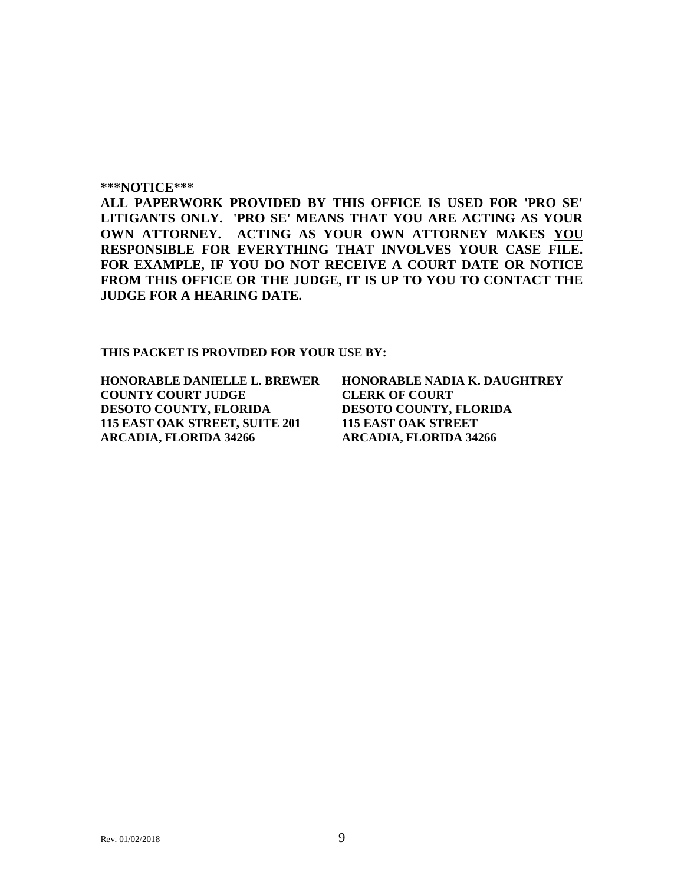**\*\*\*NOTICE\*\*\***

**ALL PAPERWORK PROVIDED BY THIS OFFICE IS USED FOR 'PRO SE' LITIGANTS ONLY. 'PRO SE' MEANS THAT YOU ARE ACTING AS YOUR OWN ATTORNEY. ACTING AS YOUR OWN ATTORNEY MAKES <u>YOU</u> RESPONSIBLE FOR EVERYTHING THAT INVOLVES YOUR CASE FILE. FOR EXAMPLE, IF YOU DO NOT RECEIVE A COURT DATE OR NOTICE FROM THIS OFFICE OR THE JUDGE, IT IS UP TO YOU TO CONTACT THE JUDGE FOR A HEARING DATE.**

**THIS PACKET IS PROVIDED FOR YOUR USE BY:**

**HONORABLE DANIELLE L. BREWER**
**COUNTY COURT JUDGE**
**DESOTO COUNTY, FLORIDA**
**115 EAST OAK STREET, SUITE 201**
**ARCADIA, FLORIDA 34266**

**HONORABLE NADIA K. DAUGHTREY**
**CLERK OF COURT**
**DESOTO COUNTY, FLORIDA**
**115 EAST OAK STREET**
**ARCADIA, FLORIDA 34266**

Rev. 01/02/2018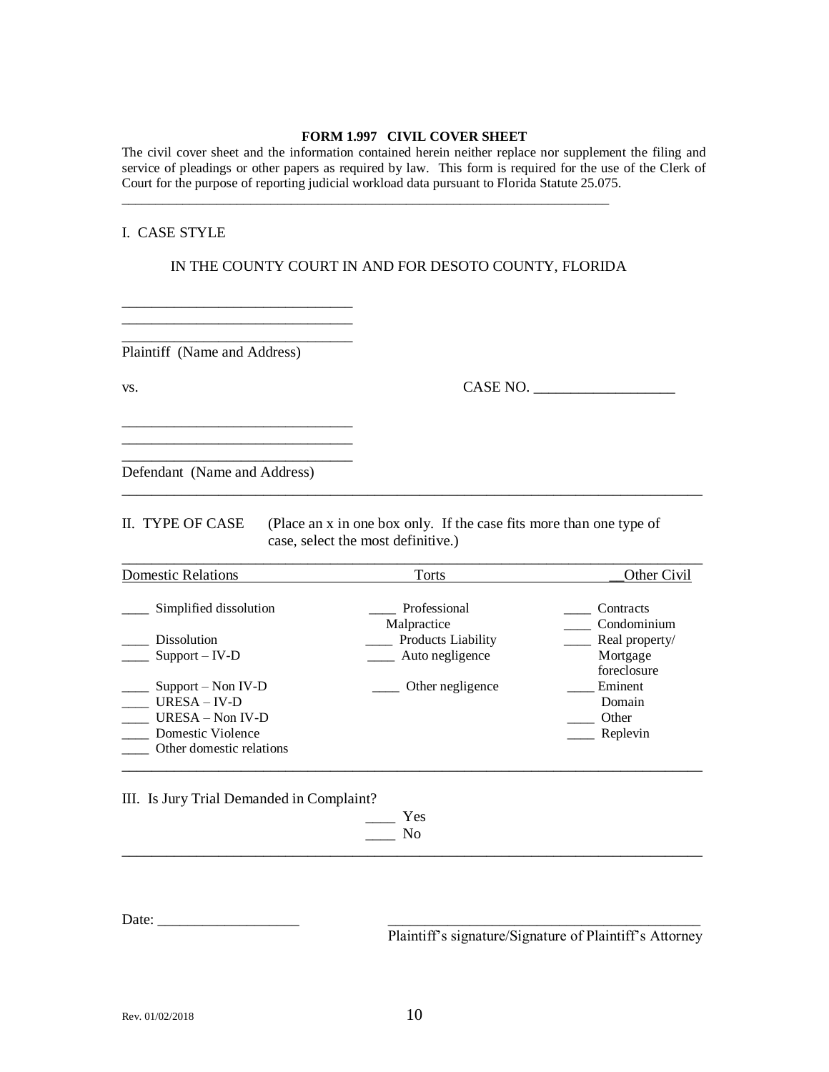**FORM 1.997 CIVIL COVER SHEET**

The civil cover sheet and the information contained herein neither replace nor supplement the filing and service of pleadings or other papers as required by law. This form is required for the use of the Clerk of Court for the purpose of reporting judicial workload data pursuant to Florida Statute 25.075.

---

I. CASE STYLE

IN THE COUNTY COURT IN AND FOR DESOTO COUNTY, FLORIDA

______________________________
______________________________
______________________________
Plaintiff (Name and Address)

vs. CASE NO. ___________________

______________________________
______________________________
______________________________
Defendant (Name and Address)

---

II. TYPE OF CASE (Place an x in one box only. If the case fits more than one type of case, select the most definitive.)

| Domestic Relations | Torts | __Other Civil |
|---|---|---|
| ____ Simplified dissolution | ____ Professional Malpractice | ____ Contracts |
| | | ____ Condominium |
| ____ Dissolution | ____ Products Liability | ____ Real property/ Mortgage foreclosure |
| ____ Support – IV-D | ____ Auto negligence | |
| ____ Support – Non IV-D | ____ Other negligence | ____ Eminent Domain |
| ____ URESA – IV-D | | ____ Other |
| ____ URESA – Non IV-D | | ____ Replevin |
| ____ Domestic Violence | | |
| ____ Other domestic relations | | |

---

III. Is Jury Trial Demanded in Complaint?

____ Yes
____ No

---

Date: ___________________

_________________________________________
Plaintiff's signature/Signature of Plaintiff's Attorney

Rev. 01/02/2018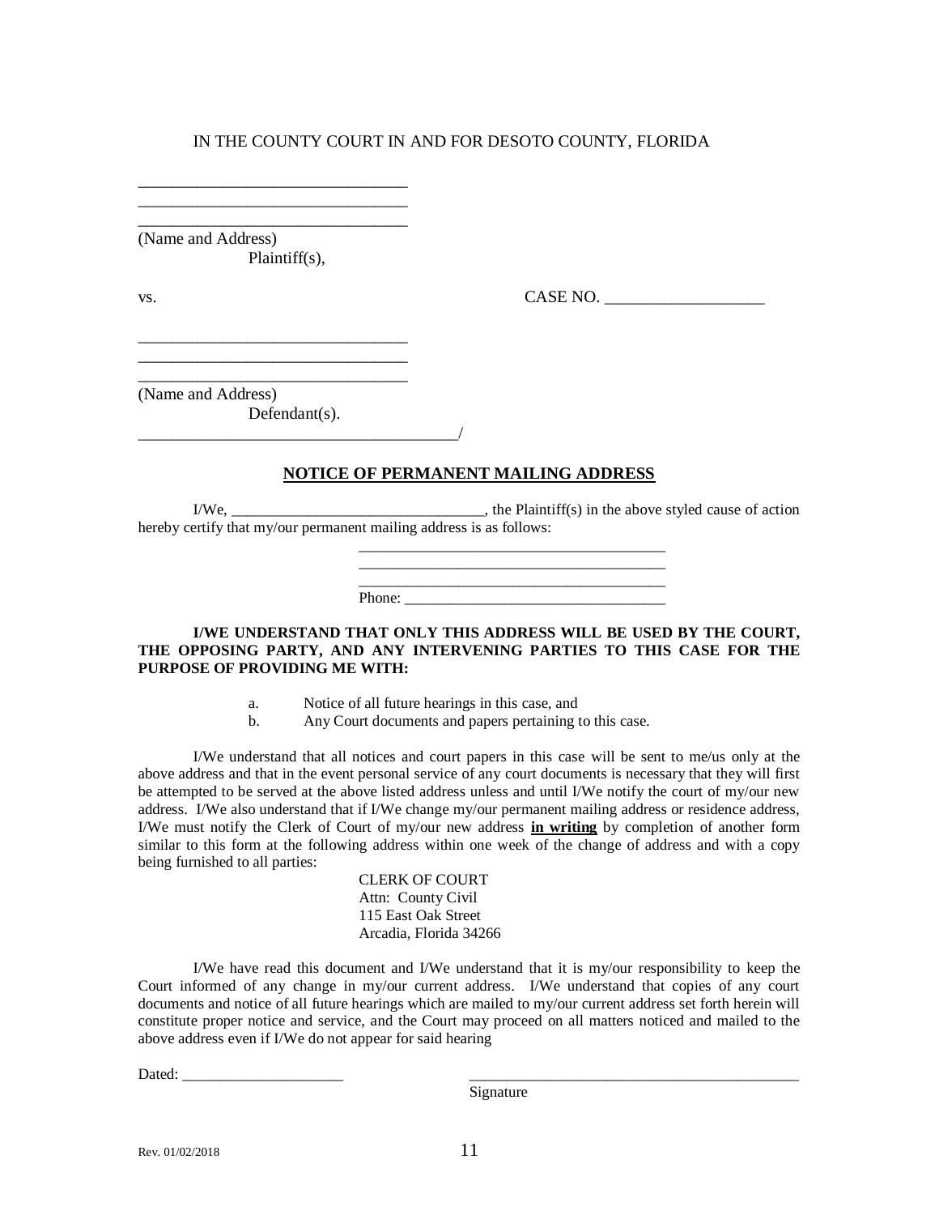IN THE COUNTY COURT IN AND FOR DESOTO COUNTY, FLORIDA

________________________________
________________________________
________________________________
(Name and Address)
Plaintiff(s),

vs. CASE NO. __________________

________________________________
________________________________
________________________________
(Name and Address)
Defendant(s).
______________________________________/

## **NOTICE OF PERMANENT MAILING ADDRESS**

I/We, ________________________________, the Plaintiff(s) in the above styled cause of action hereby certify that my/our permanent mailing address is as follows:

______________________________________
______________________________________
______________________________________
Phone: _________________________________

**I/WE UNDERSTAND THAT ONLY THIS ADDRESS WILL BE USED BY THE COURT, THE OPPOSING PARTY, AND ANY INTERVENING PARTIES TO THIS CASE FOR THE PURPOSE OF PROVIDING ME WITH:**

a. Notice of all future hearings in this case, and
b. Any Court documents and papers pertaining to this case.

I/We understand that all notices and court papers in this case will be sent to me/us only at the above address and that in the event personal service of any court documents is necessary that they will first be attempted to be served at the above listed address unless and until I/We notify the court of my/our new address. I/We also understand that if I/We change my/our permanent mailing address or residence address, I/We must notify the Clerk of Court of my/our new address **in writing** by completion of another form similar to this form at the following address within one week of the change of address and with a copy being furnished to all parties:

CLERK OF COURT
Attn: County Civil
115 East Oak Street
Arcadia, Florida 34266

I/We have read this document and I/We understand that it is my/our responsibility to keep the Court informed of any change in my/our current address. I/We understand that copies of any court documents and notice of all future hearings which are mailed to my/our current address set forth herein will constitute proper notice and service, and the Court may proceed on all matters noticed and mailed to the above address even if I/We do not appear for said hearing

Dated: ____________________ ___________________________________________
Signature

Rev. 01/02/2018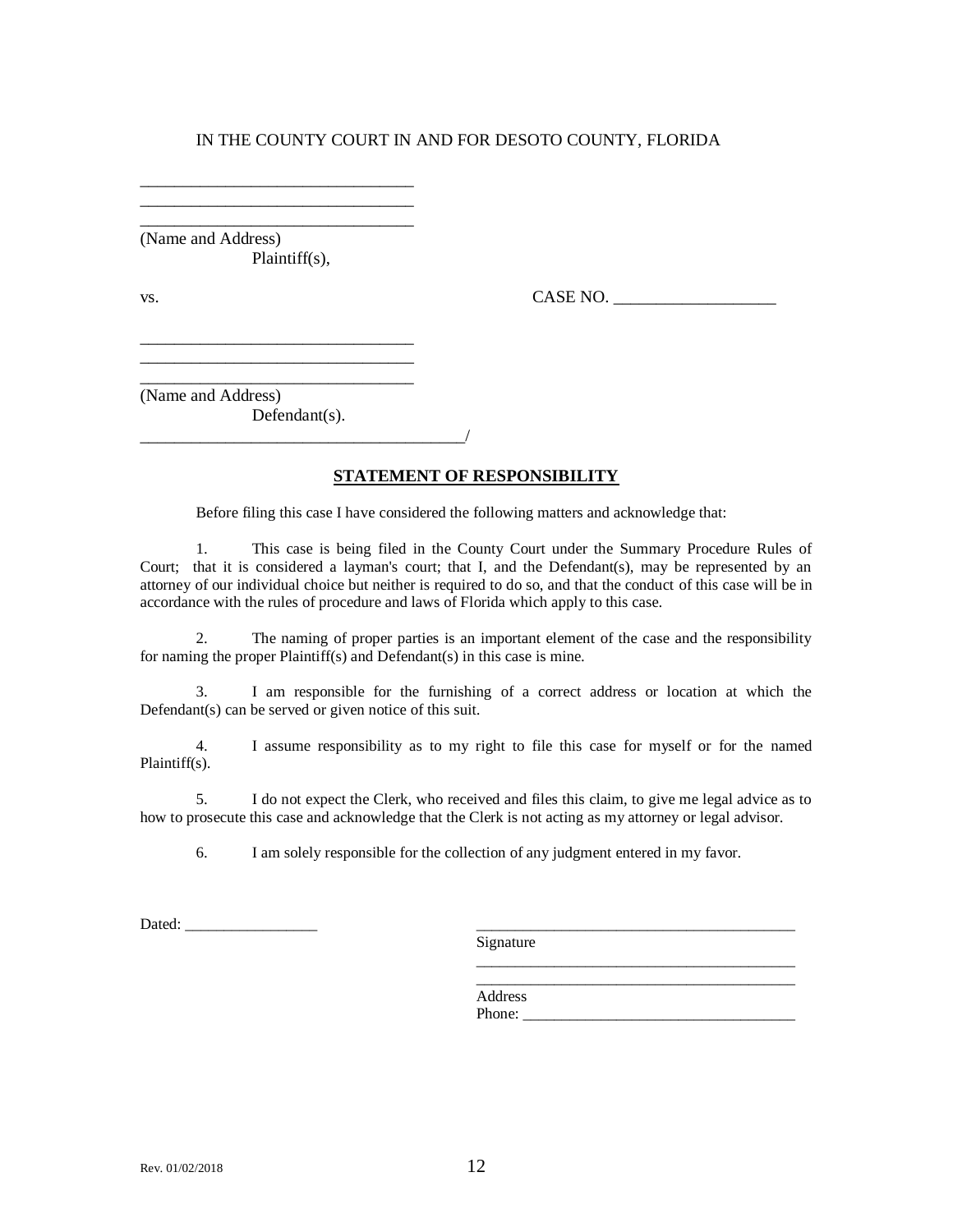IN THE COUNTY COURT IN AND FOR DESOTO COUNTY, FLORIDA

________________________________
________________________________
________________________________
(Name and Address)
Plaintiff(s),

vs. CASE NO. ___________________

________________________________
________________________________
________________________________
(Name and Address)
Defendant(s).
______________________________________/

**STATEMENT OF RESPONSIBILITY**

Before filing this case I have considered the following matters and acknowledge that:

1. This case is being filed in the County Court under the Summary Procedure Rules of Court; that it is considered a layman's court; that I, and the Defendant(s), may be represented by an attorney of our individual choice but neither is required to do so, and that the conduct of this case will be in accordance with the rules of procedure and laws of Florida which apply to this case.

2. The naming of proper parties is an important element of the case and the responsibility for naming the proper Plaintiff(s) and Defendant(s) in this case is mine.

3. I am responsible for the furnishing of a correct address or location at which the Defendant(s) can be served or given notice of this suit.

4. I assume responsibility as to my right to file this case for myself or for the named Plaintiff(s).

5. I do not expect the Clerk, who received and files this claim, to give me legal advice as to how to prosecute this case and acknowledge that the Clerk is not acting as my attorney or legal advisor.

6. I am solely responsible for the collection of any judgment entered in my favor.

Dated: _________________

__________________________________________
Signature
__________________________________________
__________________________________________
Address
Phone: ___________________________________

Rev. 01/02/2018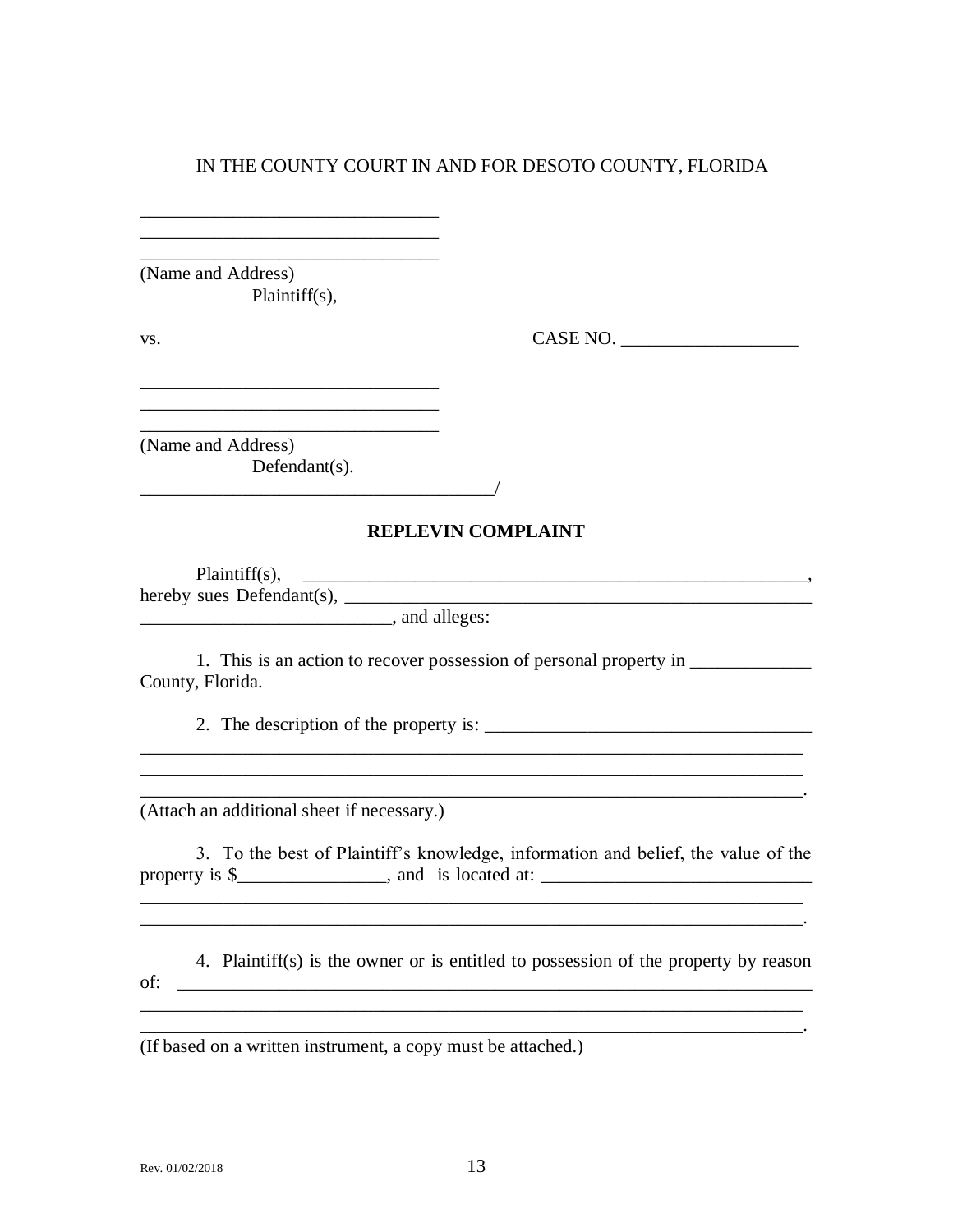IN THE COUNTY COURT IN AND FOR DESOTO COUNTY, FLORIDA

_______________________________
_______________________________
_______________________________
(Name and Address)
Plaintiff(s),

vs. CASE NO. ___________________

_______________________________
_______________________________
_______________________________
(Name and Address)
Defendant(s).
_____________________________________/

**REPLEVIN COMPLAINT**

Plaintiff(s), _______________________________________________________, hereby sues Defendant(s), _____________________________________________________ ___________________________, and alleges:

1. This is an action to recover possession of personal property in _____________ County, Florida.

2. The description of the property is: ___________________________________
_________________________________________________________________________
_________________________________________________________________________
_________________________________________________________________________.
(Attach an additional sheet if necessary.)

3. To the best of Plaintiff's knowledge, information and belief, the value of the property is $________________, and is located at: _____________________________
_________________________________________________________________________
_________________________________________________________________________.

4. Plaintiff(s) is the owner or is entitled to possession of the property by reason of: _______________________________________________________________________
_________________________________________________________________________
_________________________________________________________________________.
(If based on a written instrument, a copy must be attached.)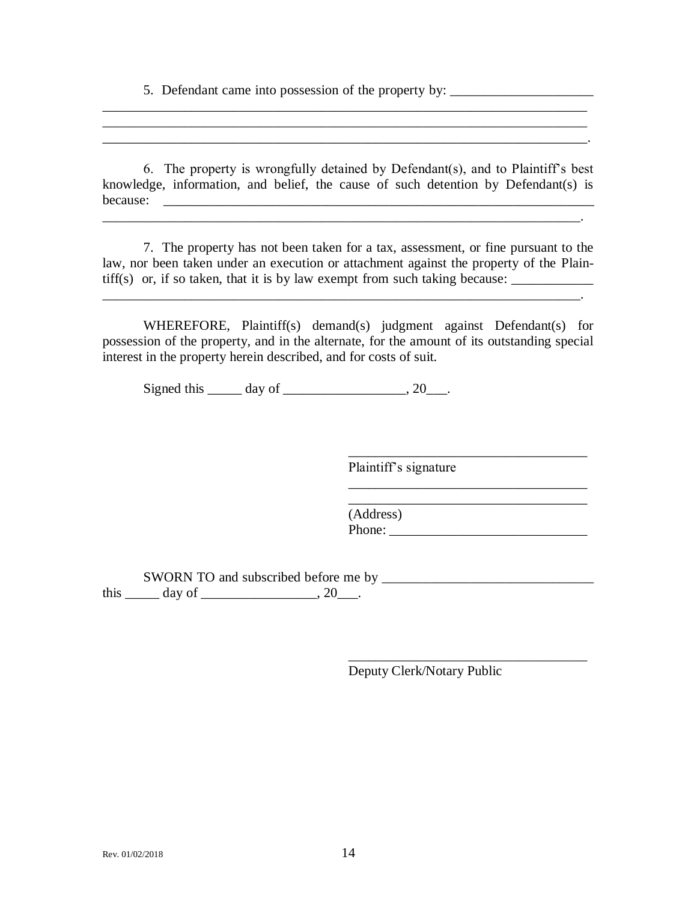5. Defendant came into possession of the property by: _____________________
___________________________________________________________________________
___________________________________________________________________________
___________________________________________________________________________.

6. The property is wrongfully detained by Defendant(s), and to Plaintiff's best knowledge, information, and belief, the cause of such detention by Defendant(s) is because: ___________________________________________________________________
__________________________________________________________________________.

7. The property has not been taken for a tax, assessment, or fine pursuant to the law, nor been taken under an execution or attachment against the property of the Plaintiff(s) or, if so taken, that it is by law exempt from such taking because: ____________
__________________________________________________________________________.

WHEREFORE, Plaintiff(s) demand(s) judgment against Defendant(s) for possession of the property, and in the alternate, for the amount of its outstanding special interest in the property herein described, and for costs of suit.

Signed this _____ day of __________________, 20___.

____________________________________
Plaintiff's signature
____________________________________
____________________________________
(Address)
Phone: _____________________________

SWORN TO and subscribed before me by _______________________________
this _____ day of _________________, 20___.

____________________________________
Deputy Clerk/Notary Public

Rev. 01/02/2018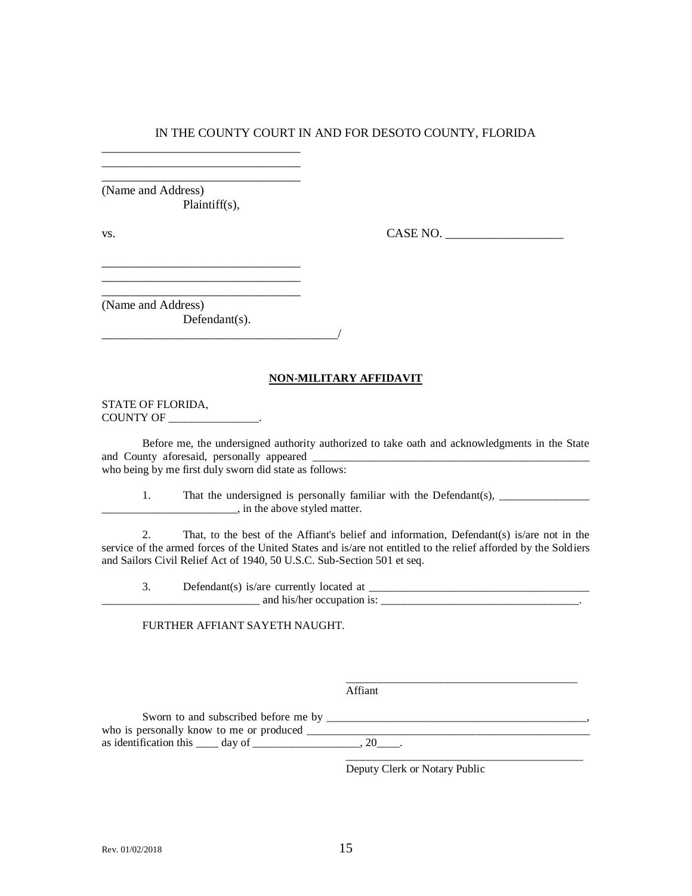IN THE COUNTY COURT IN AND FOR DESOTO COUNTY, FLORIDA

________________________________
________________________________
________________________________
(Name and Address)
Plaintiff(s),

vs. CASE NO. ___________________

________________________________
________________________________
________________________________
(Name and Address)
Defendant(s).
______________________________________/

**NON-MILITARY AFFIDAVIT**

STATE OF FLORIDA,
COUNTY OF ________________.

Before me, the undersigned authority authorized to take oath and acknowledgments in the State and County aforesaid, personally appeared __________________________________________________ who being by me first duly sworn did state as follows:

1. That the undersigned is personally familiar with the Defendant(s), ________________ ________________________, in the above styled matter.

2. That, to the best of the Affiant's belief and information, Defendant(s) is/are not in the service of the armed forces of the United States and is/are not entitled to the relief afforded by the Soldiers and Sailors Civil Relief Act of 1940, 50 U.S.C. Sub-Section 501 et seq.

3. Defendant(s) is/are currently located at _______________________________________ ____________________________ and his/her occupation is: ___________________________________.

FURTHER AFFIANT SAYETH NAUGHT.

_________________________________________
Affiant

Sworn to and subscribed before me by _______________________________________________, who is personally know to me or produced ____________________________________________________ as identification this ____ day of ___________________, 20____.

_________________________________________
Deputy Clerk or Notary Public

Rev. 01/02/2018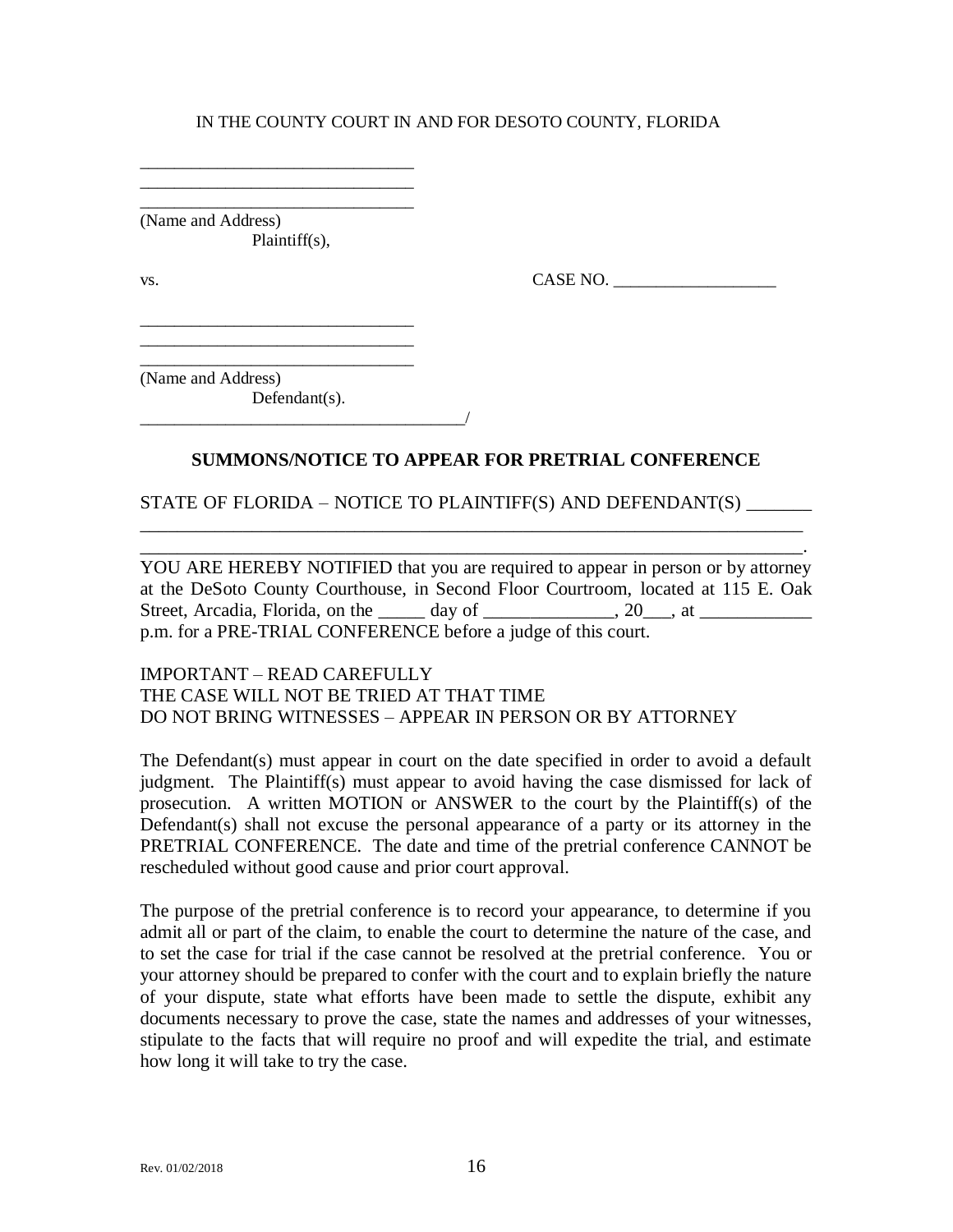IN THE COUNTY COURT IN AND FOR DESOTO COUNTY, FLORIDA

\_\_\_\_\_\_\_\_\_\_\_\_\_\_\_\_\_\_\_\_\_\_\_\_\_\_\_\_\_\_\_\_
\_\_\_\_\_\_\_\_\_\_\_\_\_\_\_\_\_\_\_\_\_\_\_\_\_\_\_\_\_\_\_\_
\_\_\_\_\_\_\_\_\_\_\_\_\_\_\_\_\_\_\_\_\_\_\_\_\_\_\_\_\_\_\_\_
(Name and Address)
Plaintiff(s),

vs. CASE NO. \_\_\_\_\_\_\_\_\_\_\_\_\_\_\_\_\_\_\_

\_\_\_\_\_\_\_\_\_\_\_\_\_\_\_\_\_\_\_\_\_\_\_\_\_\_\_\_\_\_\_\_
\_\_\_\_\_\_\_\_\_\_\_\_\_\_\_\_\_\_\_\_\_\_\_\_\_\_\_\_\_\_\_\_
\_\_\_\_\_\_\_\_\_\_\_\_\_\_\_\_\_\_\_\_\_\_\_\_\_\_\_\_\_\_\_\_
(Name and Address)
Defendant(s).
\_\_\_\_\_\_\_\_\_\_\_\_\_\_\_\_\_\_\_\_\_\_\_\_\_\_\_\_\_\_\_\_\_\_\_\_\_/

**SUMMONS/NOTICE TO APPEAR FOR PRETRIAL CONFERENCE**

STATE OF FLORIDA – NOTICE TO PLAINTIFF(S) AND DEFENDANT(S) \_\_\_\_\_\_\_
\_\_\_\_\_\_\_\_\_\_\_\_\_\_\_\_\_\_\_\_\_\_\_\_\_\_\_\_\_\_\_\_\_\_\_\_\_\_\_\_\_\_\_\_\_\_\_\_\_\_\_\_\_\_\_\_\_\_\_\_\_\_\_\_\_\_\_\_\_\_\_\_
\_\_\_\_\_\_\_\_\_\_\_\_\_\_\_\_\_\_\_\_\_\_\_\_\_\_\_\_\_\_\_\_\_\_\_\_\_\_\_\_\_\_\_\_\_\_\_\_\_\_\_\_\_\_\_\_\_\_\_\_\_\_\_\_\_\_\_\_\_\_\_\_.

YOU ARE HEREBY NOTIFIED that you are required to appear in person or by attorney at the DeSoto County Courthouse, in Second Floor Courtroom, located at 115 E. Oak Street, Arcadia, Florida, on the \_\_\_\_\_ day of \_\_\_\_\_\_\_\_\_\_\_\_\_\_, 20\_\_\_, at \_\_\_\_\_\_\_\_\_\_\_\_ p.m. for a PRE-TRIAL CONFERENCE before a judge of this court.

IMPORTANT – READ CAREFULLY
THE CASE WILL NOT BE TRIED AT THAT TIME
DO NOT BRING WITNESSES – APPEAR IN PERSON OR BY ATTORNEY

The Defendant(s) must appear in court on the date specified in order to avoid a default judgment. The Plaintiff(s) must appear to avoid having the case dismissed for lack of prosecution. A written MOTION or ANSWER to the court by the Plaintiff(s) of the Defendant(s) shall not excuse the personal appearance of a party or its attorney in the PRETRIAL CONFERENCE. The date and time of the pretrial conference CANNOT be rescheduled without good cause and prior court approval.

The purpose of the pretrial conference is to record your appearance, to determine if you admit all or part of the claim, to enable the court to determine the nature of the case, and to set the case for trial if the case cannot be resolved at the pretrial conference. You or your attorney should be prepared to confer with the court and to explain briefly the nature of your dispute, state what efforts have been made to settle the dispute, exhibit any documents necessary to prove the case, state the names and addresses of your witnesses, stipulate to the facts that will require no proof and will expedite the trial, and estimate how long it will take to try the case.

Rev. 01/02/2018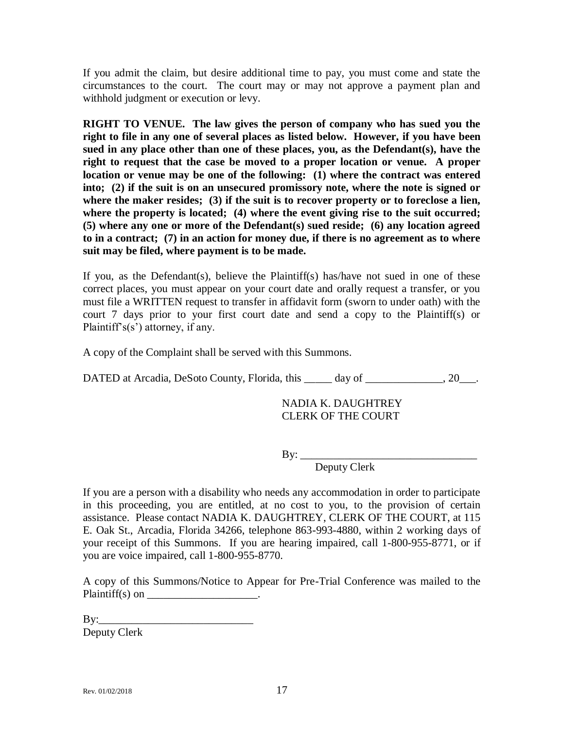If you admit the claim, but desire additional time to pay, you must come and state the circumstances to the court. The court may or may not approve a payment plan and withhold judgment or execution or levy.

**RIGHT TO VENUE. The law gives the person of company who has sued you the right to file in any one of several places as listed below. However, if you have been sued in any place other than one of these places, you, as the Defendant(s), have the right to request that the case be moved to a proper location or venue. A proper location or venue may be one of the following: (1) where the contract was entered into; (2) if the suit is on an unsecured promissory note, where the note is signed or where the maker resides; (3) if the suit is to recover property or to foreclose a lien, where the property is located; (4) where the event giving rise to the suit occurred; (5) where any one or more of the Defendant(s) sued reside; (6) any location agreed to in a contract; (7) in an action for money due, if there is no agreement as to where suit may be filed, where payment is to be made.**

If you, as the Defendant(s), believe the Plaintiff(s) has/have not sued in one of these correct places, you must appear on your court date and orally request a transfer, or you must file a WRITTEN request to transfer in affidavit form (sworn to under oath) with the court 7 days prior to your first court date and send a copy to the Plaintiff(s) or Plaintiff's(s') attorney, if any.

A copy of the Complaint shall be served with this Summons.

DATED at Arcadia, DeSoto County, Florida, this _____ day of ______________, 20___.

NADIA K. DAUGHTREY
CLERK OF THE COURT

By: ________________________________
Deputy Clerk

If you are a person with a disability who needs any accommodation in order to participate in this proceeding, you are entitled, at no cost to you, to the provision of certain assistance. Please contact NADIA K. DAUGHTREY, CLERK OF THE COURT, at 115 E. Oak St., Arcadia, Florida 34266, telephone 863-993-4880, within 2 working days of your receipt of this Summons. If you are hearing impaired, call 1-800-955-8771, or if you are voice impaired, call 1-800-955-8770.

A copy of this Summons/Notice to Appear for Pre-Trial Conference was mailed to the Plaintiff(s) on ____________________.

By:___________________________
Deputy Clerk

Rev. 01/02/2018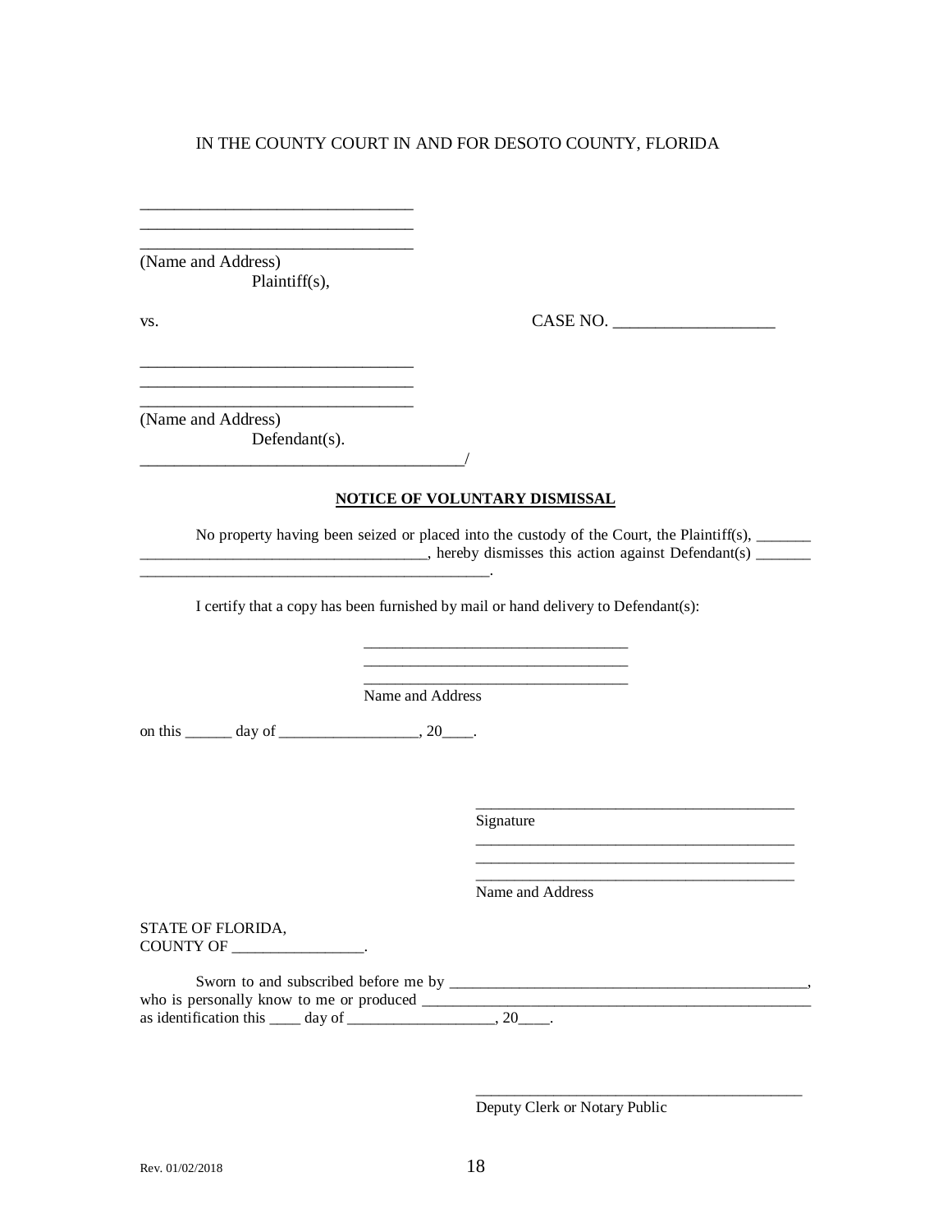IN THE COUNTY COURT IN AND FOR DESOTO COUNTY, FLORIDA

________________________________
________________________________
________________________________
(Name and Address)
Plaintiff(s),

vs. CASE NO. ___________________

________________________________
________________________________
________________________________
(Name and Address)
Defendant(s).
_____________________________________/

**NOTICE OF VOLUNTARY DISMISSAL**

No property having been seized or placed into the custody of the Court, the Plaintiff(s), _______ ___________________________________, hereby dismisses this action against Defendant(s) _______ ____________________________________________.

I certify that a copy has been furnished by mail or hand delivery to Defendant(s):

________________________________
________________________________
________________________________
Name and Address

on this ______ day of _________________, 20____.

_________________________________________
Signature
_________________________________________
_________________________________________
_________________________________________
Name and Address

STATE OF FLORIDA,
COUNTY OF _________________.

Sworn to and subscribed before me by _______________________________________________, who is personally know to me or produced ___________________________________________________ as identification this ____ day of ___________________, 20____.

__________________________________________
Deputy Clerk or Notary Public

Rev. 01/02/2018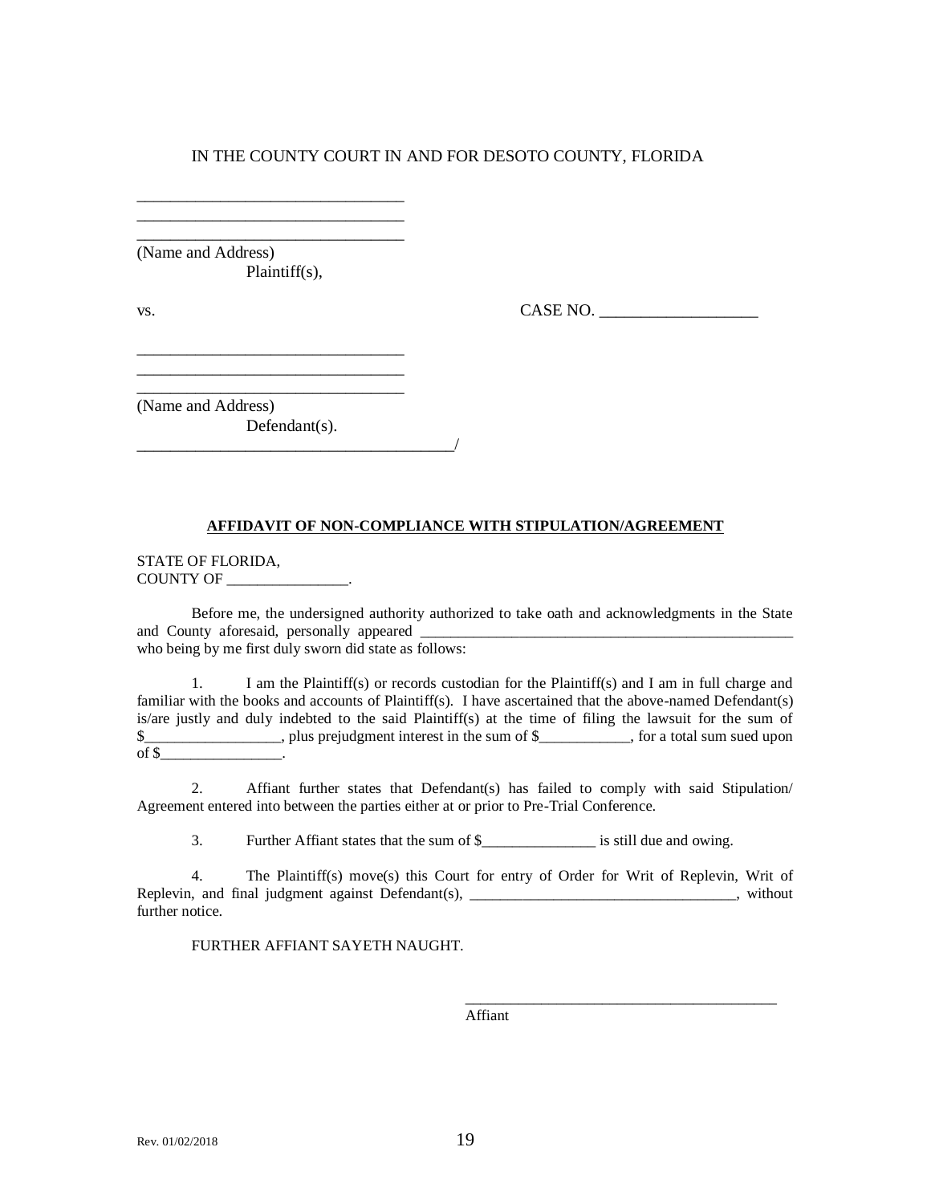IN THE COUNTY COURT IN AND FOR DESOTO COUNTY, FLORIDA

________________________________
________________________________
________________________________
(Name and Address)
Plaintiff(s),

vs. CASE NO. ___________________

________________________________
________________________________
________________________________
(Name and Address)
Defendant(s).
_______________________________________/

**AFFIDAVIT OF NON-COMPLIANCE WITH STIPULATION/AGREEMENT**

STATE OF FLORIDA,
COUNTY OF ________________.

Before me, the undersigned authority authorized to take oath and acknowledgments in the State and County aforesaid, personally appeared __________________________________________________ who being by me first duly sworn did state as follows:

1. I am the Plaintiff(s) or records custodian for the Plaintiff(s) and I am in full charge and familiar with the books and accounts of Plaintiff(s). I have ascertained that the above-named Defendant(s) is/are justly and duly indebted to the said Plaintiff(s) at the time of filing the lawsuit for the sum of $__________________, plus prejudgment interest in the sum of $____________, for a total sum sued upon of $________________.

2. Affiant further states that Defendant(s) has failed to comply with said Stipulation/ Agreement entered into between the parties either at or prior to Pre-Trial Conference.

3. Further Affiant states that the sum of $_______________ is still due and owing.

4. The Plaintiff(s) move(s) this Court for entry of Order for Writ of Replevin, Writ of Replevin, and final judgment against Defendant(s), ___________________________________, without further notice.

FURTHER AFFIANT SAYETH NAUGHT.

_________________________________________
Affiant

Rev. 01/02/2018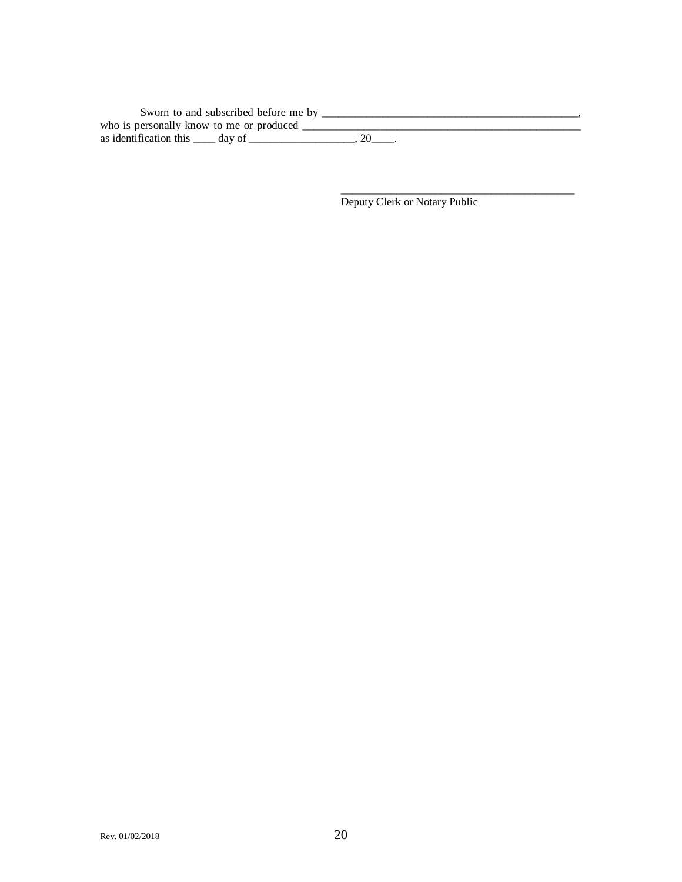Sworn to and subscribed before me by ________________________________________________,
who is personally know to me or produced ____________________________________________________
as identification this ____ day of ___________________, 20____.

_____________________________________________
Deputy Clerk or Notary Public

Rev. 01/02/2018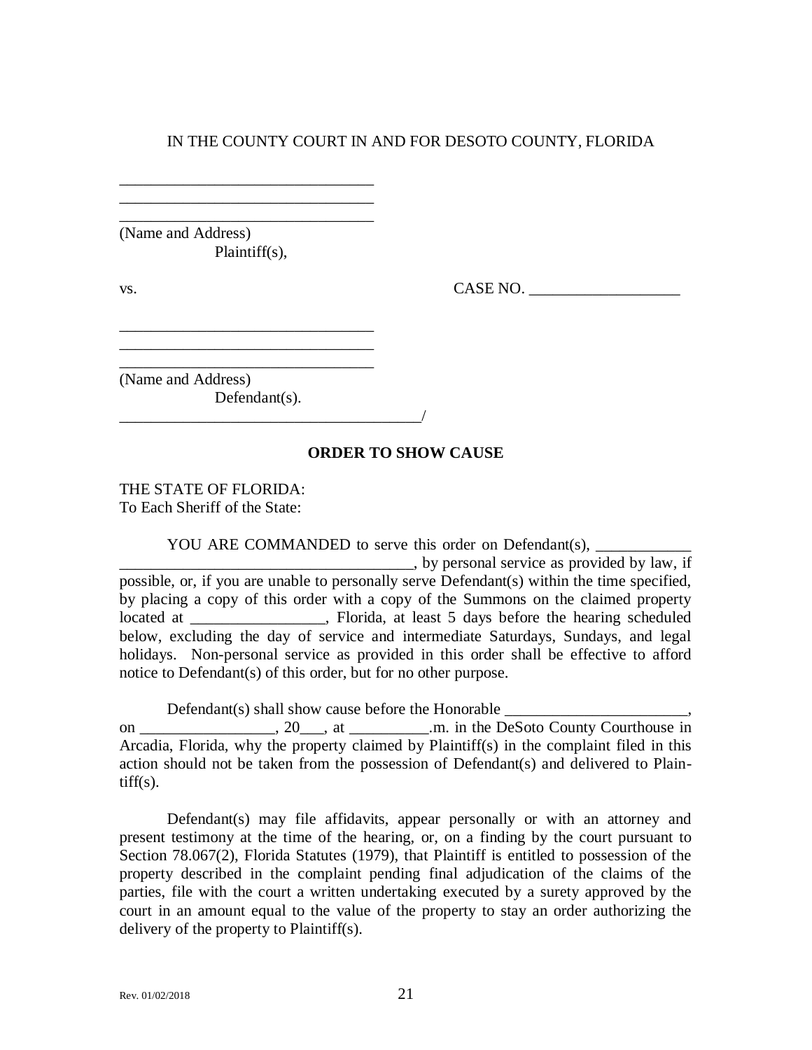IN THE COUNTY COURT IN AND FOR DESOTO COUNTY, FLORIDA

________________________________
________________________________
________________________________
(Name and Address)
Plaintiff(s),

vs. CASE NO. ___________________

________________________________
________________________________
________________________________
(Name and Address)
Defendant(s).
_______________________________________/

**ORDER TO SHOW CAUSE**

THE STATE OF FLORIDA:
To Each Sheriff of the State:

YOU ARE COMMANDED to serve this order on Defendant(s), ____________ _____________________________________, by personal service as provided by law, if possible, or, if you are unable to personally serve Defendant(s) within the time specified, by placing a copy of this order with a copy of the Summons on the claimed property located at _________________, Florida, at least 5 days before the hearing scheduled below, excluding the day of service and intermediate Saturdays, Sundays, and legal holidays. Non-personal service as provided in this order shall be effective to afford notice to Defendant(s) of this order, but for no other purpose.

Defendant(s) shall show cause before the Honorable _______________________, on _________________, 20___, at __________.m. in the DeSoto County Courthouse in Arcadia, Florida, why the property claimed by Plaintiff(s) in the complaint filed in this action should not be taken from the possession of Defendant(s) and delivered to Plaintiff(s).

Defendant(s) may file affidavits, appear personally or with an attorney and present testimony at the time of the hearing, or, on a finding by the court pursuant to Section 78.067(2), Florida Statutes (1979), that Plaintiff is entitled to possession of the property described in the complaint pending final adjudication of the claims of the parties, file with the court a written undertaking executed by a surety approved by the court in an amount equal to the value of the property to stay an order authorizing the delivery of the property to Plaintiff(s).

Rev. 01/02/2018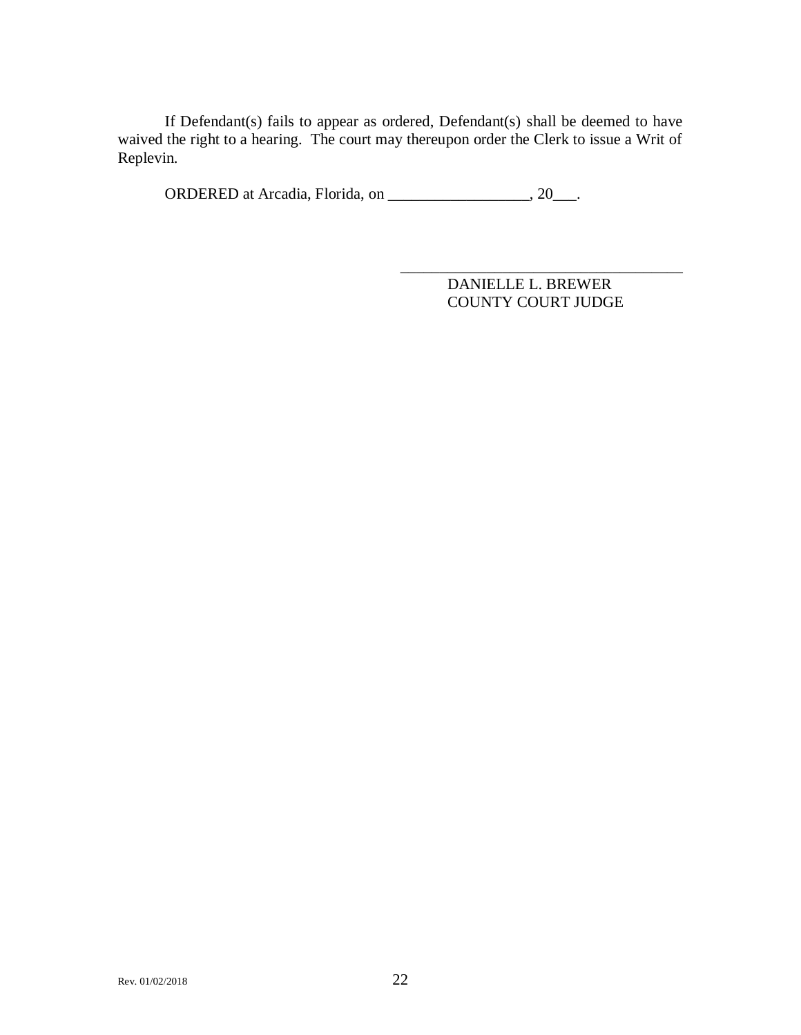If Defendant(s) fails to appear as ordered, Defendant(s) shall be deemed to have waived the right to a hearing. The court may thereupon order the Clerk to issue a Writ of Replevin.

ORDERED at Arcadia, Florida, on __________________, 20___.

____________________________________
DANIELLE L. BREWER
COUNTY COURT JUDGE

Rev. 01/02/2018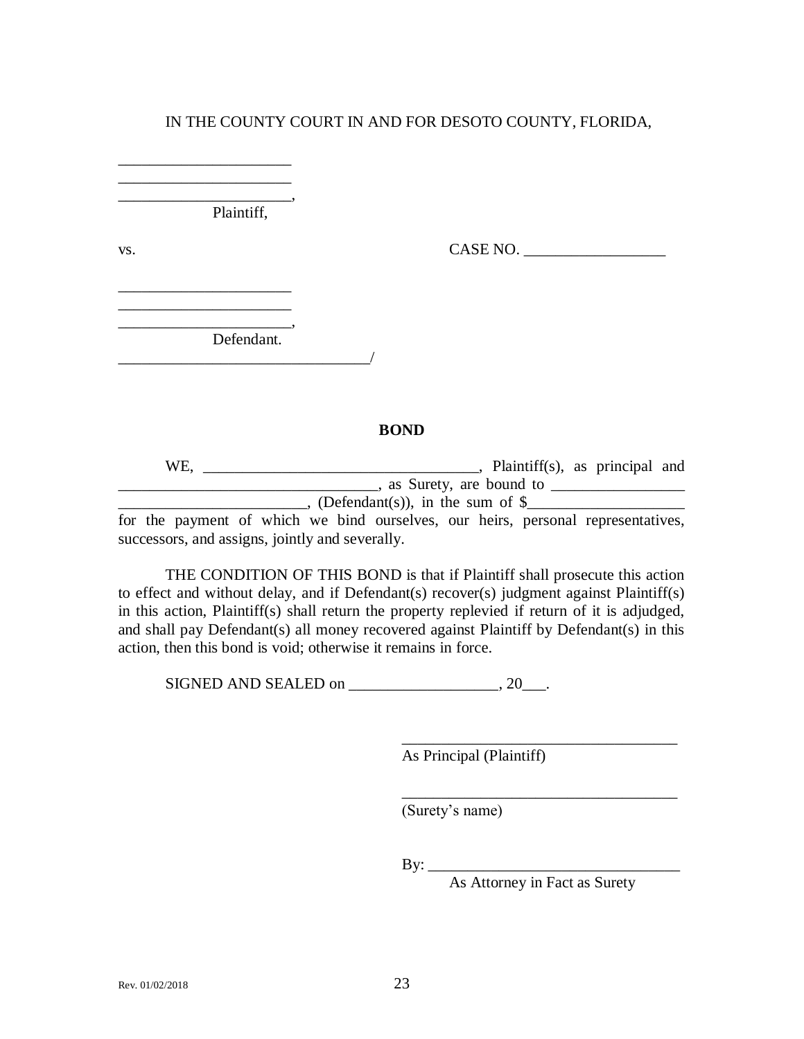IN THE COUNTY COURT IN AND FOR DESOTO COUNTY, FLORIDA,

______________________
______________________
______________________,
Plaintiff,

vs. CASE NO. __________________

______________________
______________________
______________________,
Defendant.
________________________________/

**BOND**

WE, ___________________________________, Plaintiff(s), as principal and ________________________________, as Surety, are bound to _________________ ________________________, (Defendant(s)), in the sum of $____________________ for the payment of which we bind ourselves, our heirs, personal representatives, successors, and assigns, jointly and severally.

THE CONDITION OF THIS BOND is that if Plaintiff shall prosecute this action to effect and without delay, and if Defendant(s) recover(s) judgment against Plaintiff(s) in this action, Plaintiff(s) shall return the property replevied if return of it is adjudged, and shall pay Defendant(s) all money recovered against Plaintiff by Defendant(s) in this action, then this bond is void; otherwise it remains in force.

SIGNED AND SEALED on ___________________, 20___.

___________________________________
As Principal (Plaintiff)

___________________________________
(Surety's name)

By: ________________________________
As Attorney in Fact as Surety

Rev. 01/02/2018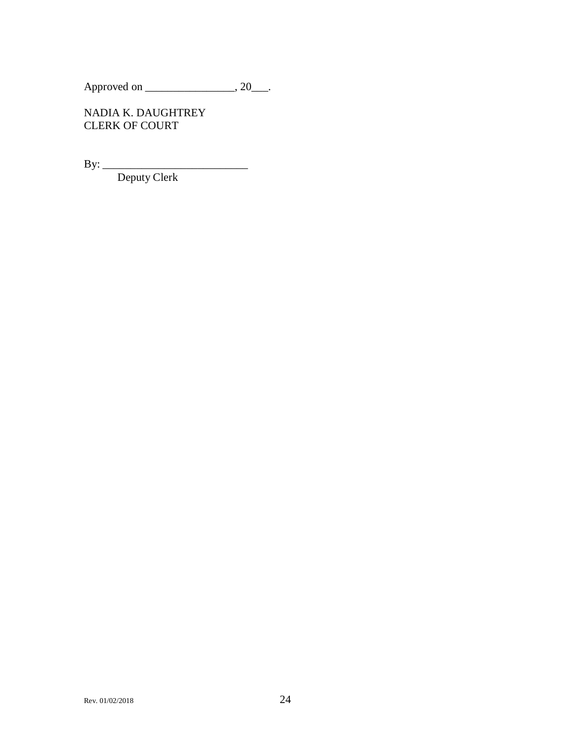Approved on ________________, 20___.

NADIA K. DAUGHTREY
CLERK OF COURT

By: __________________________
Deputy Clerk

Rev. 01/02/2018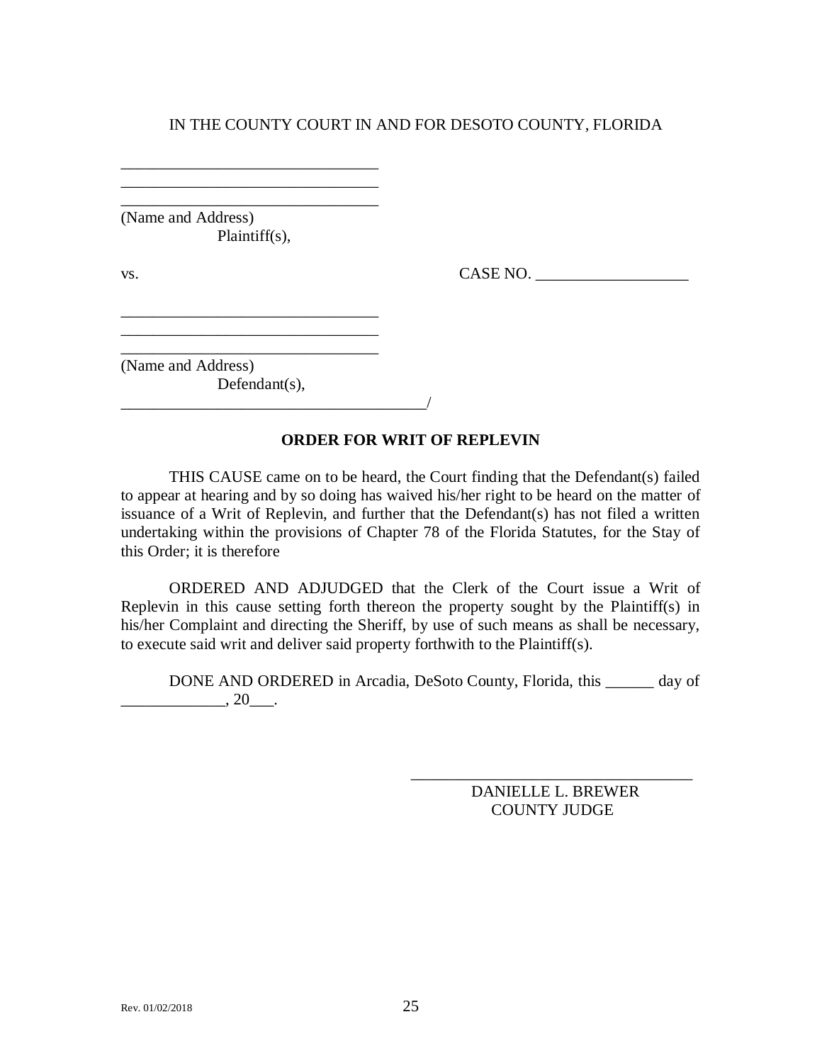IN THE COUNTY COURT IN AND FOR DESOTO COUNTY, FLORIDA

________________________________
________________________________
________________________________
(Name and Address)
Plaintiff(s),

vs. CASE NO. ___________________

________________________________
________________________________
________________________________
(Name and Address)
Defendant(s),
_______________________________________/

**ORDER FOR WRIT OF REPLEVIN**

THIS CAUSE came on to be heard, the Court finding that the Defendant(s) failed to appear at hearing and by so doing has waived his/her right to be heard on the matter of issuance of a Writ of Replevin, and further that the Defendant(s) has not filed a written undertaking within the provisions of Chapter 78 of the Florida Statutes, for the Stay of this Order; it is therefore

ORDERED AND ADJUDGED that the Clerk of the Court issue a Writ of Replevin in this cause setting forth thereon the property sought by the Plaintiff(s) in his/her Complaint and directing the Sheriff, by use of such means as shall be necessary, to execute said writ and deliver said property forthwith to the Plaintiff(s).

DONE AND ORDERED in Arcadia, DeSoto County, Florida, this ______ day of _____________, 20___.

___________________________________
DANIELLE L. BREWER
COUNTY JUDGE

Rev. 01/02/2018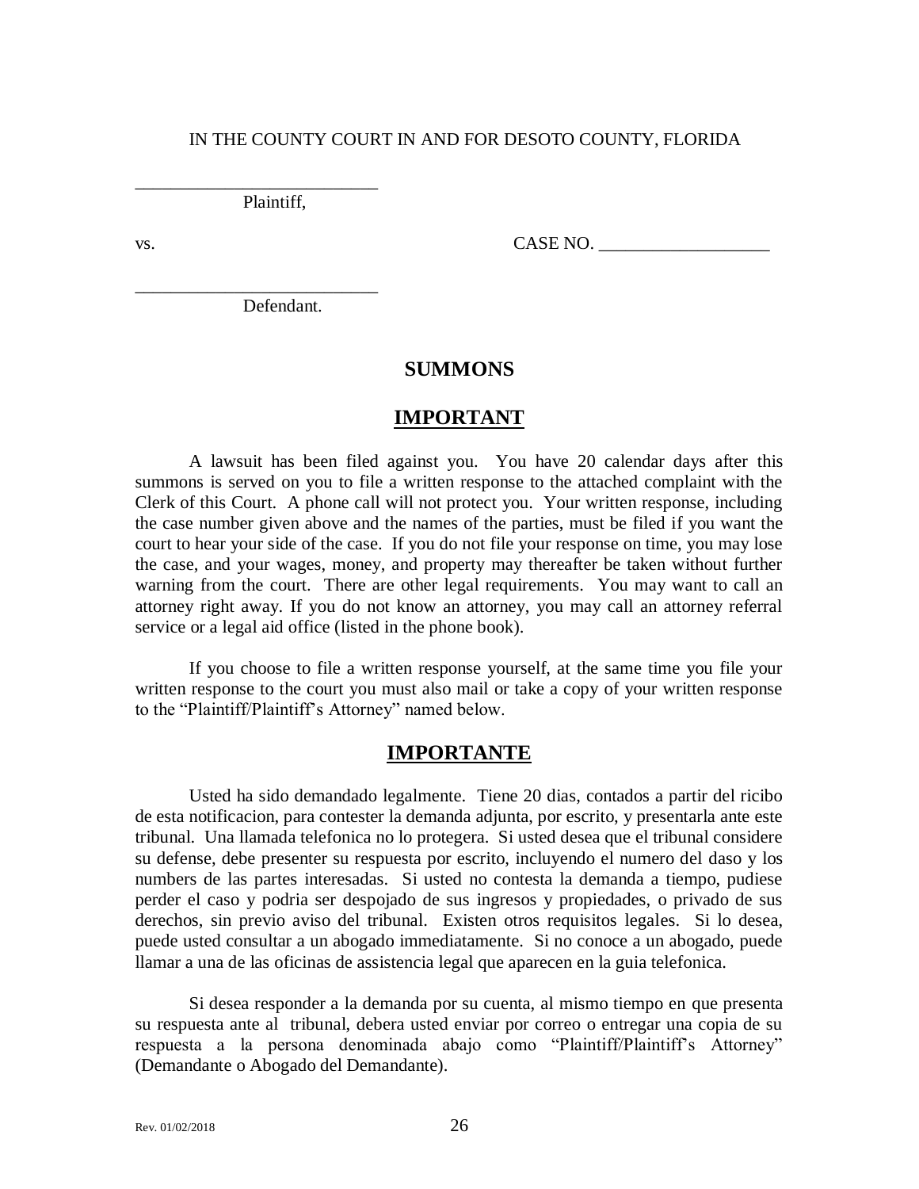IN THE COUNTY COURT IN AND FOR DESOTO COUNTY, FLORIDA

___________________________
Plaintiff,

vs. CASE NO. ___________________

___________________________
Defendant.

## SUMMONS

## IMPORTANT

A lawsuit has been filed against you. You have 20 calendar days after this summons is served on you to file a written response to the attached complaint with the Clerk of this Court. A phone call will not protect you. Your written response, including the case number given above and the names of the parties, must be filed if you want the court to hear your side of the case. If you do not file your response on time, you may lose the case, and your wages, money, and property may thereafter be taken without further warning from the court. There are other legal requirements. You may want to call an attorney right away. If you do not know an attorney, you may call an attorney referral service or a legal aid office (listed in the phone book).

If you choose to file a written response yourself, at the same time you file your written response to the court you must also mail or take a copy of your written response to the "Plaintiff/Plaintiff's Attorney" named below.

## IMPORTANTE

Usted ha sido demandado legalmente. Tiene 20 dias, contados a partir del ricibo de esta notificacion, para contester la demanda adjunta, por escrito, y presentarla ante este tribunal. Una llamada telefonica no lo protegera. Si usted desea que el tribunal considere su defense, debe presenter su respuesta por escrito, incluyendo el numero del daso y los numbers de las partes interesadas. Si usted no contesta la demanda a tiempo, pudiese perder el caso y podria ser despojado de sus ingresos y propiedades, o privado de sus derechos, sin previo aviso del tribunal. Existen otros requisitos legales. Si lo desea, puede usted consultar a un abogado immediatamente. Si no conoce a un abogado, puede llamar a una de las oficinas de assistencia legal que aparecen en la guia telefonica.

Si desea responder a la demanda por su cuenta, al mismo tiempo en que presenta su respuesta ante al tribunal, debera usted enviar por correo o entregar una copia de su respuesta a la persona denominada abajo como "Plaintiff/Plaintiff's Attorney" (Demandante o Abogado del Demandante).

Rev. 01/02/2018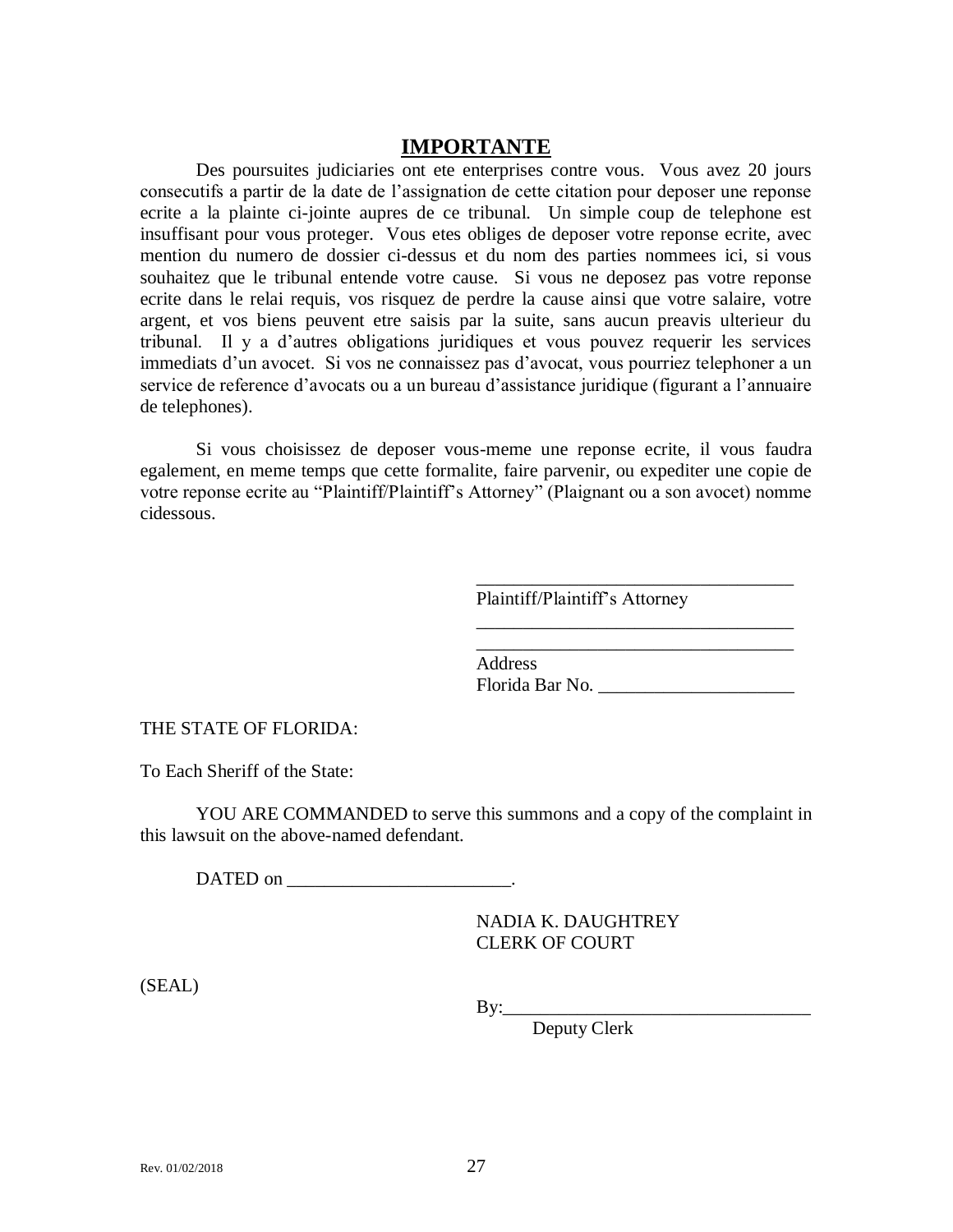## IMPORTANTE

Des poursuites judiciaries ont ete enterprises contre vous. Vous avez 20 jours consecutifs a partir de la date de l'assignation de cette citation pour deposer une reponse ecrite a la plainte ci-jointe aupres de ce tribunal. Un simple coup de telephone est insuffisant pour vous proteger. Vous etes obliges de deposer votre reponse ecrite, avec mention du numero de dossier ci-dessus et du nom des parties nommees ici, si vous souhaitez que le tribunal entende votre cause. Si vous ne deposez pas votre reponse ecrite dans le relai requis, vos risquez de perdre la cause ainsi que votre salaire, votre argent, et vos biens peuvent etre saisis par la suite, sans aucun preavis ulterieur du tribunal. Il y a d'autres obligations juridiques et vous pouvez requerir les services immediats d'un avocet. Si vos ne connaissez pas d'avocat, vous pourriez telephoner a un service de reference d'avocats ou a un bureau d'assistance juridique (figurant a l'annuaire de telephones).

Si vous choisissez de deposer vous-meme une reponse ecrite, il vous faudra egalement, en meme temps que cette formalite, faire parvenir, ou expediter une copie de votre reponse ecrite au "Plaintiff/Plaintiff's Attorney" (Plaignant ou a son avocet) nomme cidessous.

\_\_\_\_\_\_\_\_\_\_\_\_\_\_\_\_\_\_\_\_\_\_\_\_\_\_\_\_\_\_\_\_\_\_
Plaintiff/Plaintiff's Attorney
\_\_\_\_\_\_\_\_\_\_\_\_\_\_\_\_\_\_\_\_\_\_\_\_\_\_\_\_\_\_\_\_\_\_
\_\_\_\_\_\_\_\_\_\_\_\_\_\_\_\_\_\_\_\_\_\_\_\_\_\_\_\_\_\_\_\_\_\_
Address
Florida Bar No. \_\_\_\_\_\_\_\_\_\_\_\_\_\_\_\_\_\_\_\_\_

THE STATE OF FLORIDA:

To Each Sheriff of the State:

YOU ARE COMMANDED to serve this summons and a copy of the complaint in this lawsuit on the above-named defendant.

DATED on \_\_\_\_\_\_\_\_\_\_\_\_\_\_\_\_\_\_\_\_\_\_\_\_.

NADIA K. DAUGHTREY
CLERK OF COURT

(SEAL)

By:\_\_\_\_\_\_\_\_\_\_\_\_\_\_\_\_\_\_\_\_\_\_\_\_\_\_\_\_\_\_\_\_\_
Deputy Clerk

Rev. 01/02/2018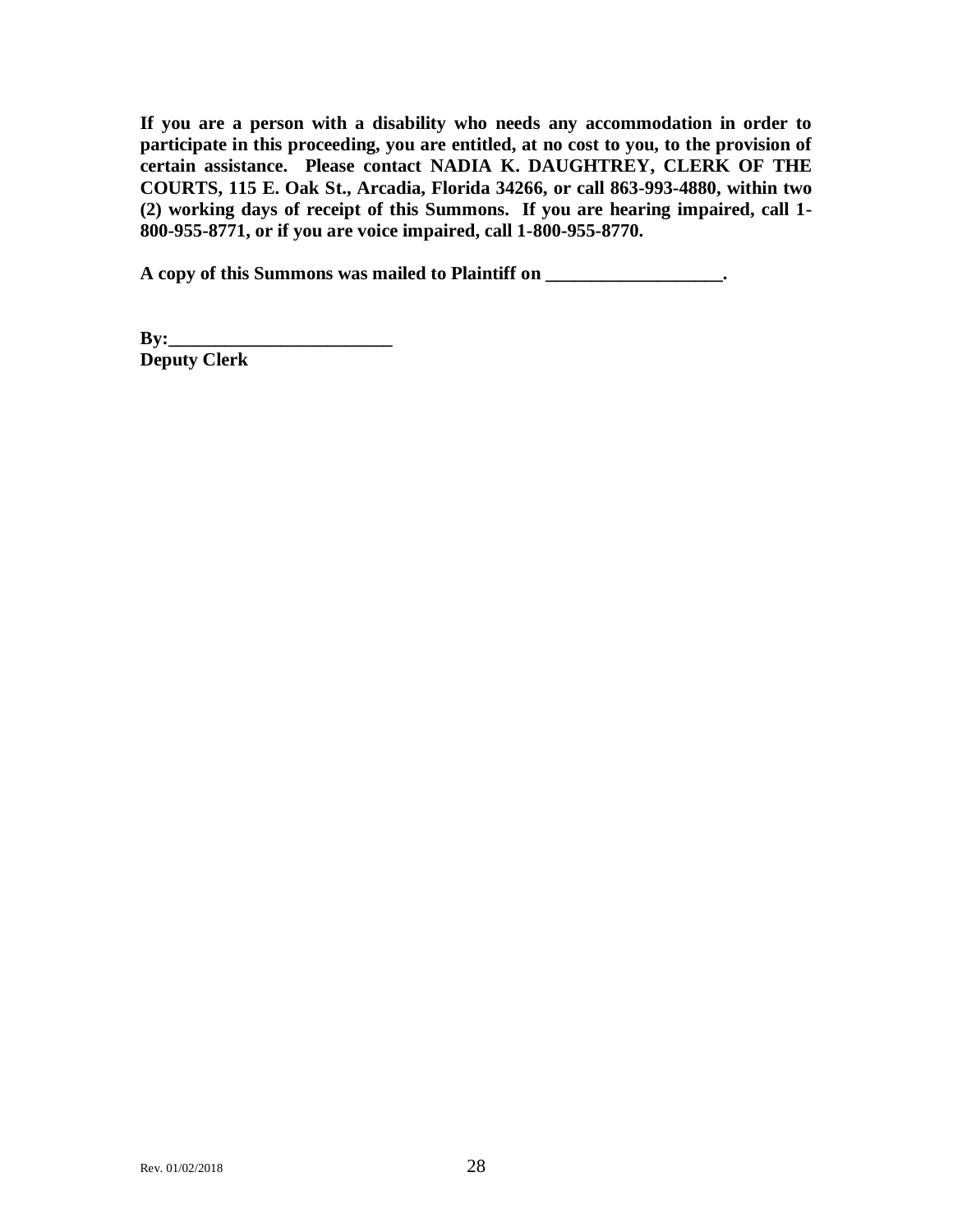**If you are a person with a disability who needs any accommodation in order to participate in this proceeding, you are entitled, at no cost to you, to the provision of certain assistance. Please contact NADIA K. DAUGHTREY, CLERK OF THE COURTS, 115 E. Oak St., Arcadia, Florida 34266, or call 863-993-4880, within two (2) working days of receipt of this Summons. If you are hearing impaired, call 1-800-955-8771, or if you are voice impaired, call 1-800-955-8770.**

**A copy of this Summons was mailed to Plaintiff on ___________________.**

**By:________________________**
**Deputy Clerk**

Rev. 01/02/2018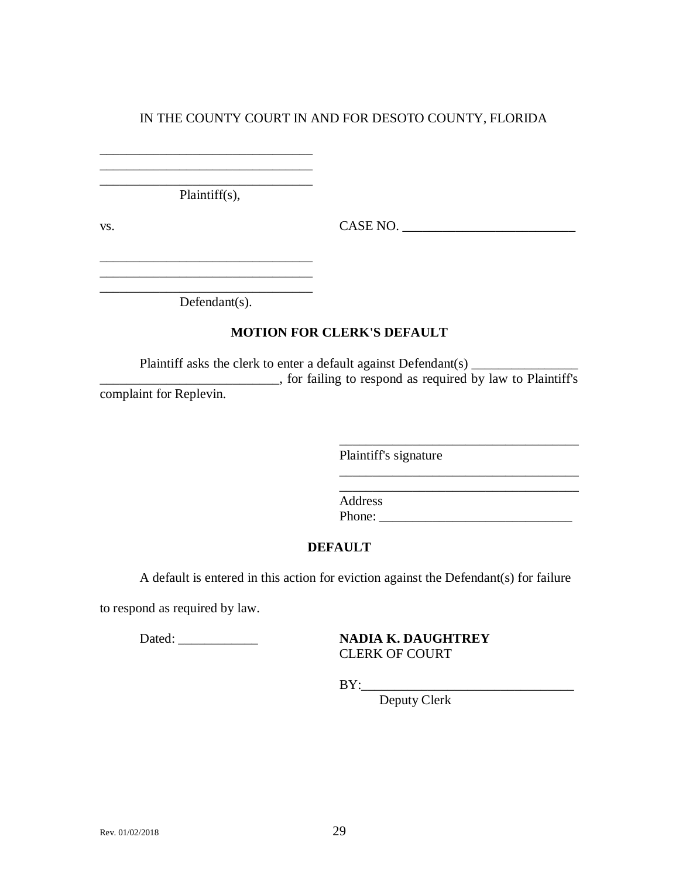IN THE COUNTY COURT IN AND FOR DESOTO COUNTY, FLORIDA

________________________________
________________________________
________________________________
Plaintiff(s),

vs. CASE NO. __________________________

________________________________
________________________________
________________________________
Defendant(s).

## MOTION FOR CLERK'S DEFAULT

Plaintiff asks the clerk to enter a default against Defendant(s) ________________ __________________________, for failing to respond as required by law to Plaintiff's complaint for Replevin.

_____________________________________
Plaintiff's signature
_____________________________________
_____________________________________
Address
Phone: _____________________________

## DEFAULT

A default is entered in this action for eviction against the Defendant(s) for failure to respond as required by law.

Dated: ____________

**NADIA K. DAUGHTREY**
CLERK OF COURT

BY:_______________________________
Deputy Clerk

Rev. 01/02/2018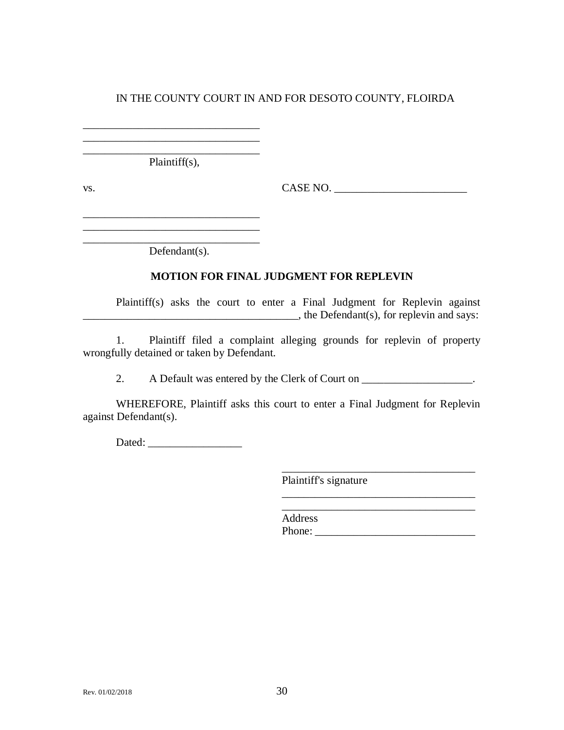IN THE COUNTY COURT IN AND FOR DESOTO COUNTY, FLOIRDA

________________________________
________________________________
________________________________
Plaintiff(s),

vs. CASE NO. ________________________

________________________________
________________________________
________________________________
Defendant(s).

**MOTION FOR FINAL JUDGMENT FOR REPLEVIN**

Plaintiff(s) asks the court to enter a Final Judgment for Replevin against _______________________________________, the Defendant(s), for replevin and says:

1. Plaintiff filed a complaint alleging grounds for replevin of property wrongfully detained or taken by Defendant.

2. A Default was entered by the Clerk of Court on ____________________.

WHEREFORE, Plaintiff asks this court to enter a Final Judgment for Replevin against Defendant(s).

Dated: _________________

___________________________________
Plaintiff's signature
___________________________________
___________________________________
Address
Phone: ____________________________

Rev. 01/02/2018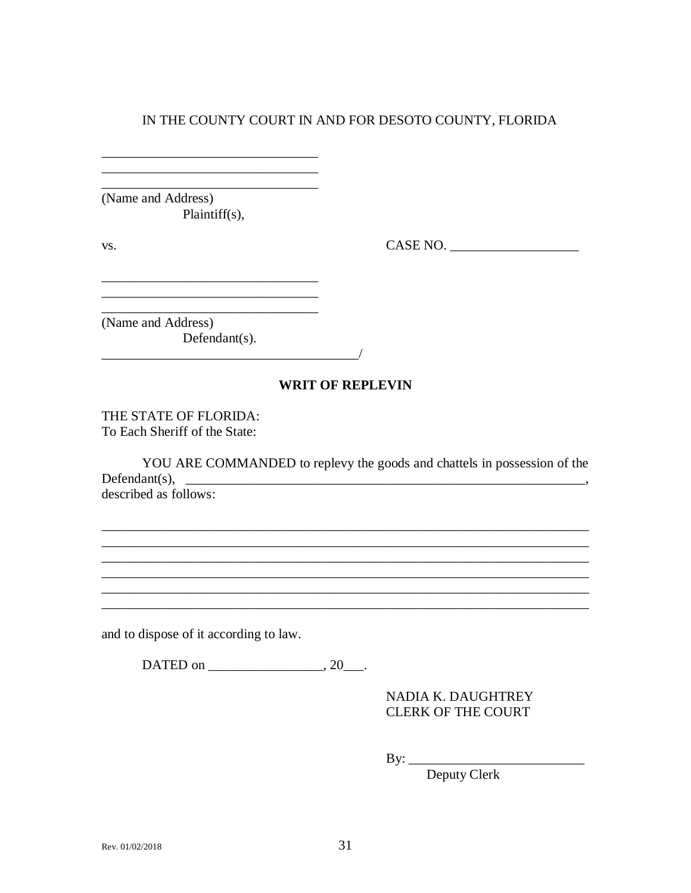IN THE COUNTY COURT IN AND FOR DESOTO COUNTY, FLORIDA

________________________________
________________________________
________________________________
(Name and Address)
Plaintiff(s),

vs. CASE NO. ___________________

________________________________
________________________________
________________________________
(Name and Address)
Defendant(s).
_______________________________________/

**WRIT OF REPLEVIN**

THE STATE OF FLORIDA:
To Each Sheriff of the State:

YOU ARE COMMANDED to replevy the goods and chattels in possession of the Defendant(s), _______________________________________________________________, described as follows:

_________________________________________________________________________
_________________________________________________________________________
_________________________________________________________________________
_________________________________________________________________________
_________________________________________________________________________
_________________________________________________________________________

and to dispose of it according to law.

DATED on _________________, 20___.

NADIA K. DAUGHTREY
CLERK OF THE COURT

By: __________________________
Deputy Clerk

Rev. 01/02/2018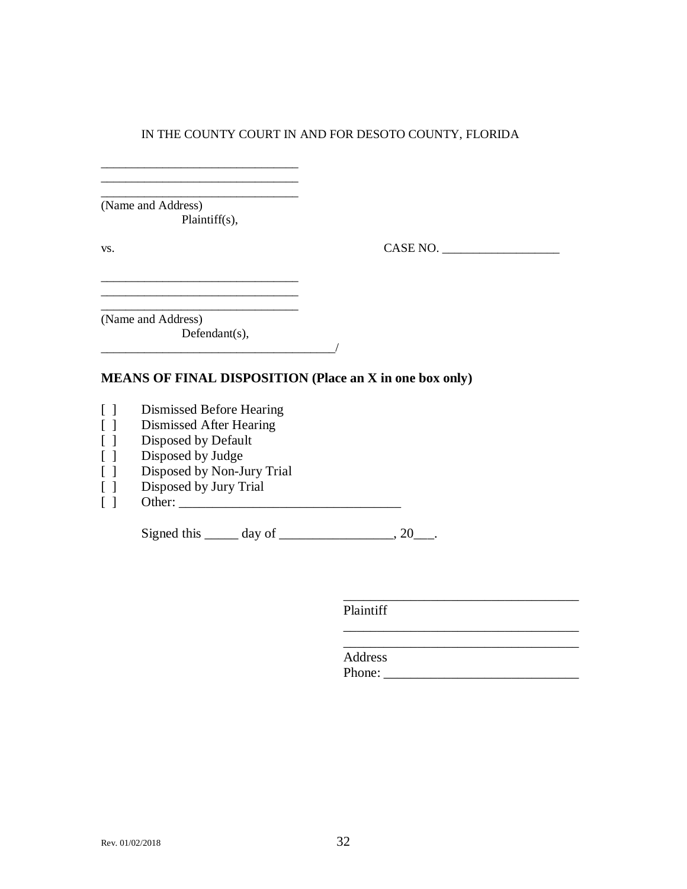IN THE COUNTY COURT IN AND FOR DESOTO COUNTY, FLORIDA

_______________________________
_______________________________
_______________________________
(Name and Address)
Plaintiff(s),

vs.                                                                 CASE NO. ___________________

_______________________________
_______________________________
_______________________________
(Name and Address)
Defendant(s),
_____________________________________/

**MEANS OF FINAL DISPOSITION (Place an X in one box only)**

[ ] Dismissed Before Hearing
[ ] Dismissed After Hearing
[ ] Disposed by Default
[ ] Disposed by Judge
[ ] Disposed by Non-Jury Trial
[ ] Disposed by Jury Trial
[ ] Other: _________________________________

Signed this _____ day of _________________, 20___.

___________________________________
Plaintiff
___________________________________
___________________________________
Address
Phone: _____________________________

Rev. 01/02/2018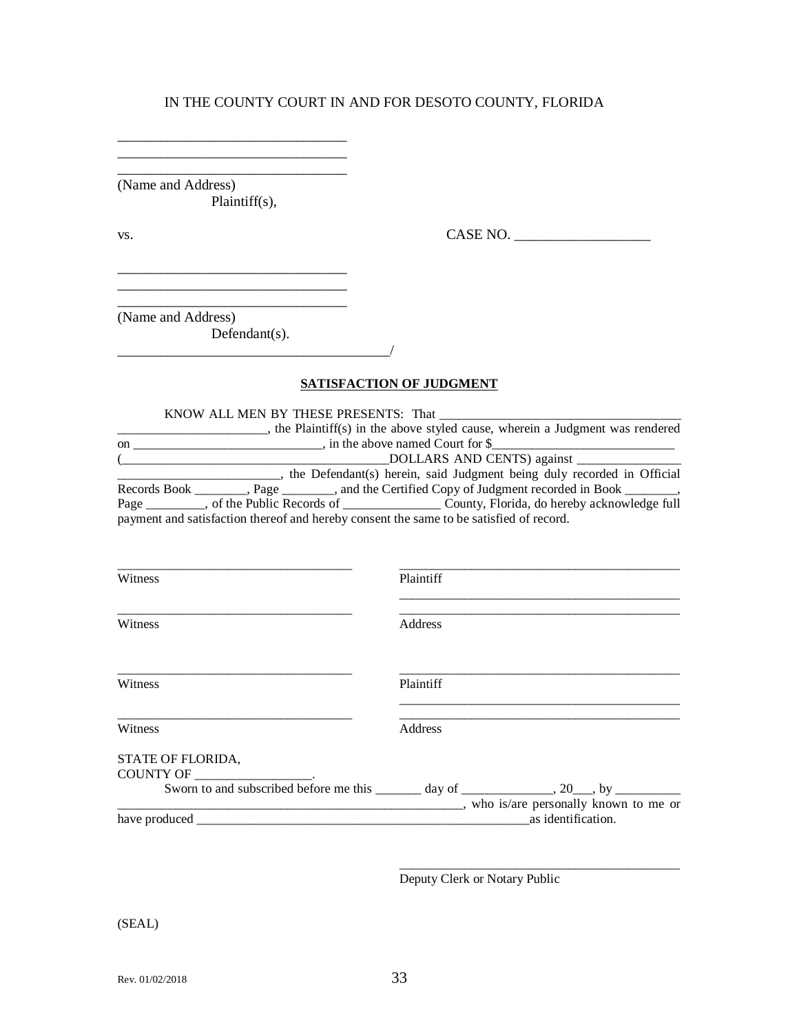IN THE COUNTY COURT IN AND FOR DESOTO COUNTY, FLORIDA

\_\_\_\_\_\_\_\_\_\_\_\_\_\_\_\_\_\_\_\_\_\_\_\_\_\_\_\_\_\_\_\_\_
\_\_\_\_\_\_\_\_\_\_\_\_\_\_\_\_\_\_\_\_\_\_\_\_\_\_\_\_\_\_\_\_\_
\_\_\_\_\_\_\_\_\_\_\_\_\_\_\_\_\_\_\_\_\_\_\_\_\_\_\_\_\_\_\_\_\_
(Name and Address)
Plaintiff(s),

vs. CASE NO. \_\_\_\_\_\_\_\_\_\_\_\_\_\_\_\_\_\_\_

\_\_\_\_\_\_\_\_\_\_\_\_\_\_\_\_\_\_\_\_\_\_\_\_\_\_\_\_\_\_\_\_\_
\_\_\_\_\_\_\_\_\_\_\_\_\_\_\_\_\_\_\_\_\_\_\_\_\_\_\_\_\_\_\_\_\_
\_\_\_\_\_\_\_\_\_\_\_\_\_\_\_\_\_\_\_\_\_\_\_\_\_\_\_\_\_\_\_\_\_
(Name and Address)
Defendant(s).
\_\_\_\_\_\_\_\_\_\_\_\_\_\_\_\_\_\_\_\_\_\_\_\_\_\_\_\_\_\_\_\_\_\_\_\_\_\_\_/

**SATISFACTION OF JUDGMENT**

KNOW ALL MEN BY THESE PRESENTS: That \_\_\_\_\_\_\_\_\_\_\_\_\_\_\_\_\_\_\_\_\_\_\_\_\_\_\_\_\_\_\_\_\_\_\_\_\_\_ \_\_\_\_\_\_\_\_\_\_\_\_\_\_\_\_\_\_\_\_\_\_, the Plaintiff(s) in the above styled cause, wherein a Judgment was rendered on \_\_\_\_\_\_\_\_\_\_\_\_\_\_\_\_\_\_\_\_\_\_\_\_\_\_\_\_\_, in the above named Court for $\_\_\_\_\_\_\_\_\_\_\_\_\_\_\_\_\_\_\_\_\_\_\_\_\_\_\_\_ (\_\_\_\_\_\_\_\_\_\_\_\_\_\_\_\_\_\_\_\_\_\_\_\_\_\_\_\_\_\_\_\_\_\_\_\_\_\_\_\_\_DOLLARS AND CENTS) against \_\_\_\_\_\_\_\_\_\_\_\_\_\_\_\_ \_\_\_\_\_\_\_\_\_\_\_\_\_\_\_\_\_\_\_\_\_\_\_\_\_, the Defendant(s) herein, said Judgment being duly recorded in Official Records Book \_\_\_\_\_\_\_\_, Page \_\_\_\_\_\_\_\_, and the Certified Copy of Judgment recorded in Book \_\_\_\_\_\_\_\_, Page \_\_\_\_\_\_\_\_\_, of the Public Records of \_\_\_\_\_\_\_\_\_\_\_\_\_\_\_ County, Florida, do hereby acknowledge full payment and satisfaction thereof and hereby consent the same to be satisfied of record.

| | |
|---|---|
| \_\_\_\_\_\_\_\_\_\_\_\_\_\_\_\_\_\_\_\_\_\_\_\_\_\_\_\_\_\_\_\_\_\_\_ Witness | \_\_\_\_\_\_\_\_\_\_\_\_\_\_\_\_\_\_\_\_\_\_\_\_\_\_\_\_\_\_\_\_\_\_\_\_\_\_\_\_\_\_ Plaintiff |
| \_\_\_\_\_\_\_\_\_\_\_\_\_\_\_\_\_\_\_\_\_\_\_\_\_\_\_\_\_\_\_\_\_\_\_ Witness | \_\_\_\_\_\_\_\_\_\_\_\_\_\_\_\_\_\_\_\_\_\_\_\_\_\_\_\_\_\_\_\_\_\_\_\_\_\_\_\_\_\_ \_\_\_\_\_\_\_\_\_\_\_\_\_\_\_\_\_\_\_\_\_\_\_\_\_\_\_\_\_\_\_\_\_\_\_\_\_\_\_\_\_\_ Address |
| \_\_\_\_\_\_\_\_\_\_\_\_\_\_\_\_\_\_\_\_\_\_\_\_\_\_\_\_\_\_\_\_\_\_\_ Witness | \_\_\_\_\_\_\_\_\_\_\_\_\_\_\_\_\_\_\_\_\_\_\_\_\_\_\_\_\_\_\_\_\_\_\_\_\_\_\_\_\_\_ Plaintiff |
| \_\_\_\_\_\_\_\_\_\_\_\_\_\_\_\_\_\_\_\_\_\_\_\_\_\_\_\_\_\_\_\_\_\_\_ Witness | \_\_\_\_\_\_\_\_\_\_\_\_\_\_\_\_\_\_\_\_\_\_\_\_\_\_\_\_\_\_\_\_\_\_\_\_\_\_\_\_\_\_ \_\_\_\_\_\_\_\_\_\_\_\_\_\_\_\_\_\_\_\_\_\_\_\_\_\_\_\_\_\_\_\_\_\_\_\_\_\_\_\_\_\_ Address |

STATE OF FLORIDA,
COUNTY OF \_\_\_\_\_\_\_\_\_\_\_\_\_\_\_\_\_\_.

Sworn to and subscribed before me this \_\_\_\_\_\_\_ day of \_\_\_\_\_\_\_\_\_\_\_\_\_\_, 20\_\_\_, by \_\_\_\_\_\_\_\_\_\_ \_\_\_\_\_\_\_\_\_\_\_\_\_\_\_\_\_\_\_\_\_\_\_\_\_\_\_\_\_\_\_\_\_\_\_\_\_\_\_\_\_\_\_\_\_\_\_\_\_\_\_\_\_\_, who is/are personally known to me or have produced \_\_\_\_\_\_\_\_\_\_\_\_\_\_\_\_\_\_\_\_\_\_\_\_\_\_\_\_\_\_\_\_\_\_\_\_\_\_\_\_\_\_\_\_\_\_\_\_\_\_\_\_as identification.

\_\_\_\_\_\_\_\_\_\_\_\_\_\_\_\_\_\_\_\_\_\_\_\_\_\_\_\_\_\_\_\_\_\_\_\_\_\_\_\_\_\_
Deputy Clerk or Notary Public

(SEAL)

Rev. 01/02/2018